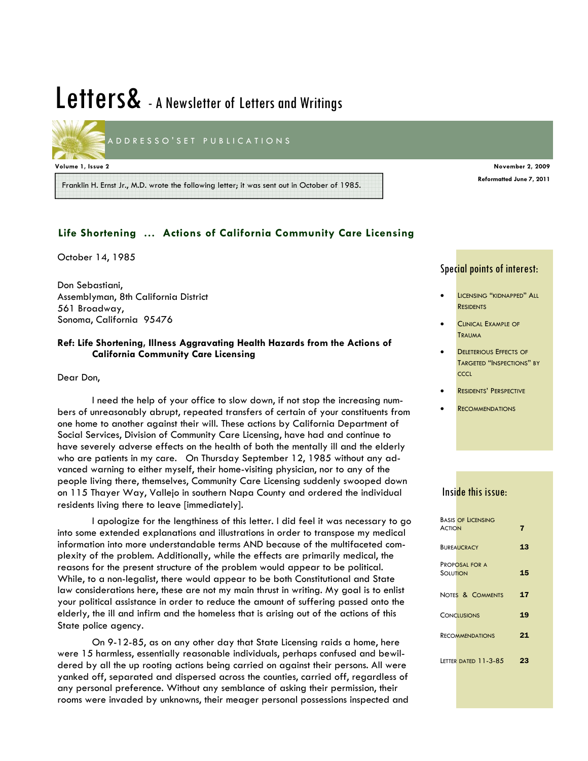# Letters& - A Newsletter of Letters and Writings

ADDRESSO'SET PUBLICATIONS

Volume 1, Issue 2

November 2, 2009

Reformatted June 7, 2011

Franklin H. Ernst Jr., M.D. wrote the following letter; it was sent out in October of 1985.

## Life Shortening ... Actions of California Community Care Licensing

October 14, 1985

Don Sebastiani,
Assemblyman, 8th California District
561 Broadway,
Sonoma, California 95476

**Ref: Life Shortening, Illness Aggravating Health Hazards from the Actions of California Community Care Licensing**

Dear Don,

I need the help of your office to slow down, if not stop the increasing numbers of unreasonably abrupt, repeated transfers of certain of your constituents from one home to another against their will. These actions by California Department of Social Services, Division of Community Care Licensing, have had and continue to have severely adverse effects on the health of both the mentally ill and the elderly who are patients in my care. On Thursday September 12, 1985 without any advanced warning to either myself, their home-visiting physician, nor to any of the people living there, themselves, Community Care Licensing suddenly swooped down on 115 Thayer Way, Vallejo in southern Napa County and ordered the individual residents living there to leave [immediately].

I apologize for the lengthiness of this letter. I did feel it was necessary to go into some extended explanations and illustrations in order to transpose my medical information into more understandable terms AND because of the multifaceted complexity of the problem. Additionally, while the effects are primarily medical, the reasons for the present structure of the problem would appear to be political. While, to a non-legalist, there would appear to be both Constitutional and State law considerations here, these are not my main thrust in writing. My goal is to enlist your political assistance in order to reduce the amount of suffering passed onto the elderly, the ill and infirm and the homeless that is arising out of the actions of this State police agency.

On 9-12-85, as on any other day that State Licensing raids a home, here were 15 harmless, essentially reasonable individuals, perhaps confused and bewildered by all the up rooting actions being carried on against their persons. All were yanked off, separated and dispersed across the counties, carried off, regardless of any personal preference. Without any semblance of asking their permission, their rooms were invaded by unknowns, their meager personal possessions inspected and

### Special points of interest:

- Licensing "kidnapped" All Residents
- Clinical Example of Trauma
- Deleterious Effects of Targeted "Inspections" by CCCL
- Residents' Perspective
- Recommendations

### Inside this issue:

| | |
|---|---|
| Basis of Licensing Action | 7 |
| Bureaucracy | 13 |
| Proposal for a Solution | 15 |
| Notes & Comments | 17 |
| Conclusions | 19 |
| Recommendations | 21 |
| Letter dated 11-3-85 | 23 |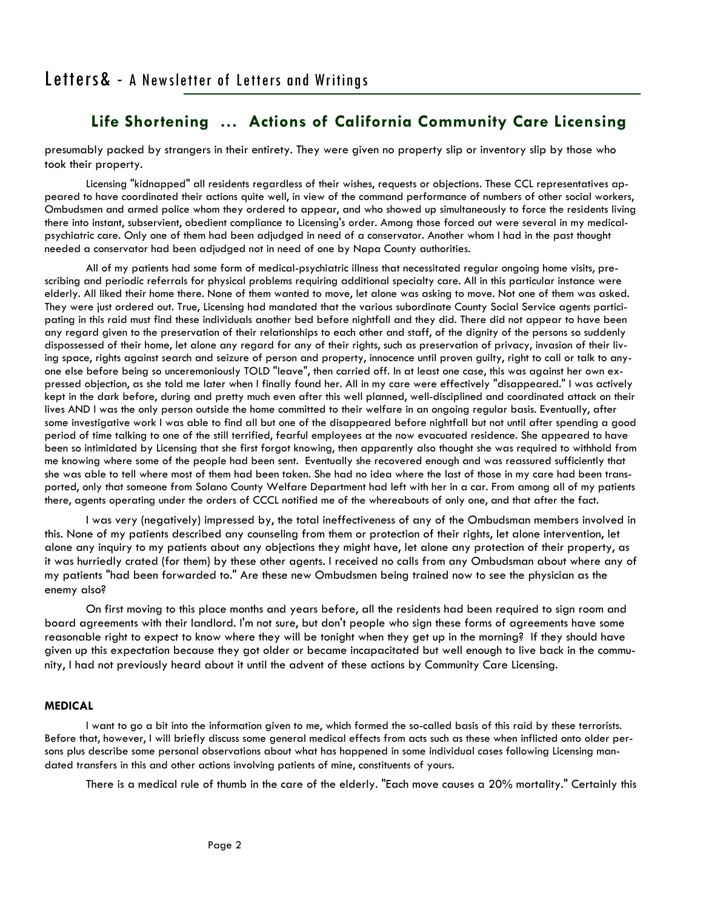## Life Shortening ... Actions of California Community Care Licensing

presumably packed by strangers in their entirety. They were given no property slip or inventory slip by those who took their property.

Licensing "kidnapped" all residents regardless of their wishes, requests or objections. These CCL representatives appeared to have coordinated their actions quite well, in view of the command performance of numbers of other social workers, Ombudsmen and armed police whom they ordered to appear, and who showed up simultaneously to force the residents living there into instant, subservient, obedient compliance to Licensing's order. Among those forced out were several in my medical-psychiatric care. Only one of them had been adjudged in need of a conservator. Another whom I had in the past thought needed a conservator had been adjudged not in need of one by Napa County authorities.

All of my patients had some form of medical-psychiatric illness that necessitated regular ongoing home visits, prescribing and periodic referrals for physical problems requiring additional specialty care. All in this particular instance were elderly. All liked their home there. None of them wanted to move, let alone was asking to move. Not one of them was asked. They were just ordered out. True, Licensing had mandated that the various subordinate County Social Service agents participating in this raid must find these individuals another bed before nightfall and they did. There did not appear to have been any regard given to the preservation of their relationships to each other and staff, of the dignity of the persons so suddenly dispossessed of their home, let alone any regard for any of their rights, such as preservation of privacy, invasion of their living space, rights against search and seizure of person and property, innocence until proven guilty, right to call or talk to anyone else before being so unceremoniously TOLD "leave", then carried off. In at least one case, this was against her own expressed objection, as she told me later when I finally found her. All in my care were effectively "disappeared." I was actively kept in the dark before, during and pretty much even after this well planned, well-disciplined and coordinated attack on their lives AND I was the only person outside the home committed to their welfare in an ongoing regular basis. Eventually, after some investigative work I was able to find all but one of the disappeared before nightfall but not until after spending a good period of time talking to one of the still terrified, fearful employees at the now evacuated residence. She appeared to have been so intimidated by Licensing that she first forgot knowing, then apparently also thought she was required to withhold from me knowing where some of the people had been sent. Eventually she recovered enough and was reassured sufficiently that she was able to tell where most of them had been taken. She had no idea where the last of those in my care had been transported, only that someone from Solano County Welfare Department had left with her in a car. From among all of my patients there, agents operating under the orders of CCCL notified me of the whereabouts of only one, and that after the fact.

I was very (negatively) impressed by, the total ineffectiveness of any of the Ombudsman members involved in this. None of my patients described any counseling from them or protection of their rights, let alone intervention, let alone any inquiry to my patients about any objections they might have, let alone any protection of their property, as it was hurriedly crated (for them) by these other agents. I received no calls from any Ombudsman about where any of my patients "had been forwarded to." Are these new Ombudsmen being trained now to see the physician as the enemy also?

On first moving to this place months and years before, all the residents had been required to sign room and board agreements with their landlord. I'm not sure, but don't people who sign these forms of agreements have some reasonable right to expect to know where they will be tonight when they get up in the morning? If they should have given up this expectation because they got older or became incapacitated but well enough to live back in the community, I had not previously heard about it until the advent of these actions by Community Care Licensing.

### MEDICAL

I want to go a bit into the information given to me, which formed the so-called basis of this raid by these terrorists. Before that, however, I will briefly discuss some general medical effects from acts such as these when inflicted onto older persons plus describe some personal observations about what has happened in some individual cases following Licensing mandated transfers in this and other actions involving patients of mine, constituents of yours.

There is a medical rule of thumb in the care of the elderly. "Each move causes a 20% mortality." Certainly this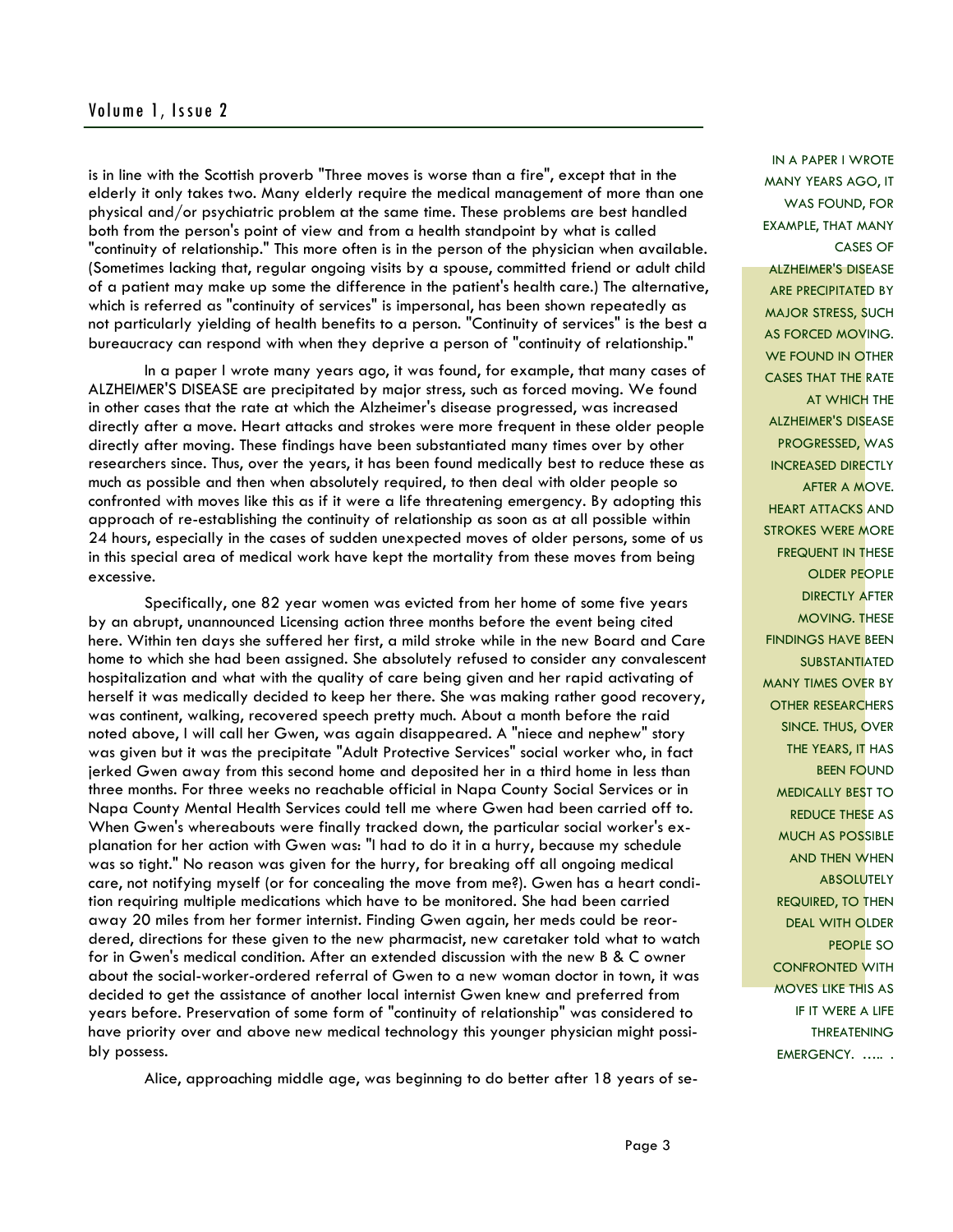is in line with the Scottish proverb "Three moves is worse than a fire", except that in the elderly it only takes two. Many elderly require the medical management of more than one physical and/or psychiatric problem at the same time. These problems are best handled both from the person's point of view and from a health standpoint by what is called "continuity of relationship." This more often is in the person of the physician when available. (Sometimes lacking that, regular ongoing visits by a spouse, committed friend or adult child of a patient may make up some the difference in the patient's health care.) The alternative, which is referred as "continuity of services" is impersonal, has been shown repeatedly as not particularly yielding of health benefits to a person. "Continuity of services" is the best a bureaucracy can respond with when they deprive a person of "continuity of relationship."

In a paper I wrote many years ago, it was found, for example, that many cases of ALZHEIMER'S DISEASE are precipitated by major stress, such as forced moving. We found in other cases that the rate at which the Alzheimer's disease progressed, was increased directly after a move. Heart attacks and strokes were more frequent in these older people directly after moving. These findings have been substantiated many times over by other researchers since. Thus, over the years, it has been found medically best to reduce these as much as possible and then when absolutely required, to then deal with older people so confronted with moves like this as if it were a life threatening emergency. By adopting this approach of re-establishing the continuity of relationship as soon as at all possible within 24 hours, especially in the cases of sudden unexpected moves of older persons, some of us in this special area of medical work have kept the mortality from these moves from being excessive.

Specifically, one 82 year women was evicted from her home of some five years by an abrupt, unannounced Licensing action three months before the event being cited here. Within ten days she suffered her first, a mild stroke while in the new Board and Care home to which she had been assigned. She absolutely refused to consider any convalescent hospitalization and what with the quality of care being given and her rapid activating of herself it was medically decided to keep her there. She was making rather good recovery, was continent, walking, recovered speech pretty much. About a month before the raid noted above, I will call her Gwen, was again disappeared. A "niece and nephew" story was given but it was the precipitate "Adult Protective Services" social worker who, in fact jerked Gwen away from this second home and deposited her in a third home in less than three months. For three weeks no reachable official in Napa County Social Services or in Napa County Mental Health Services could tell me where Gwen had been carried off to. When Gwen's whereabouts were finally tracked down, the particular social worker's explanation for her action with Gwen was: "I had to do it in a hurry, because my schedule was so tight." No reason was given for the hurry, for breaking off all ongoing medical care, not notifying myself (or for concealing the move from me?). Gwen has a heart condition requiring multiple medications which have to be monitored. She had been carried away 20 miles from her former internist. Finding Gwen again, her meds could be reordered, directions for these given to the new pharmacist, new caretaker told what to watch for in Gwen's medical condition. After an extended discussion with the new B & C owner about the social-worker-ordered referral of Gwen to a new woman doctor in town, it was decided to get the assistance of another local internist Gwen knew and preferred from years before. Preservation of some form of "continuity of relationship" was considered to have priority over and above new medical technology this younger physician might possibly possess.

Alice, approaching middle age, was beginning to do better after 18 years of se-

IN A PAPER I WROTE MANY YEARS AGO, IT WAS FOUND, FOR EXAMPLE, THAT MANY CASES OF ALZHEIMER'S DISEASE ARE PRECIPITATED BY MAJOR STRESS, SUCH AS FORCED MOVING. WE FOUND IN OTHER CASES THAT THE RATE AT WHICH THE ALZHEIMER'S DISEASE PROGRESSED, WAS INCREASED DIRECTLY AFTER A MOVE. HEART ATTACKS AND STROKES WERE MORE FREQUENT IN THESE OLDER PEOPLE DIRECTLY AFTER MOVING. THESE FINDINGS HAVE BEEN SUBSTANTIATED MANY TIMES OVER BY OTHER RESEARCHERS SINCE. THUS, OVER THE YEARS, IT HAS BEEN FOUND MEDICALLY BEST TO REDUCE THESE AS MUCH AS POSSIBLE AND THEN WHEN ABSOLUTELY REQUIRED, TO THEN DEAL WITH OLDER PEOPLE SO CONFRONTED WITH MOVES LIKE THIS AS IF IT WERE A LIFE THREATENING EMERGENCY. ….. .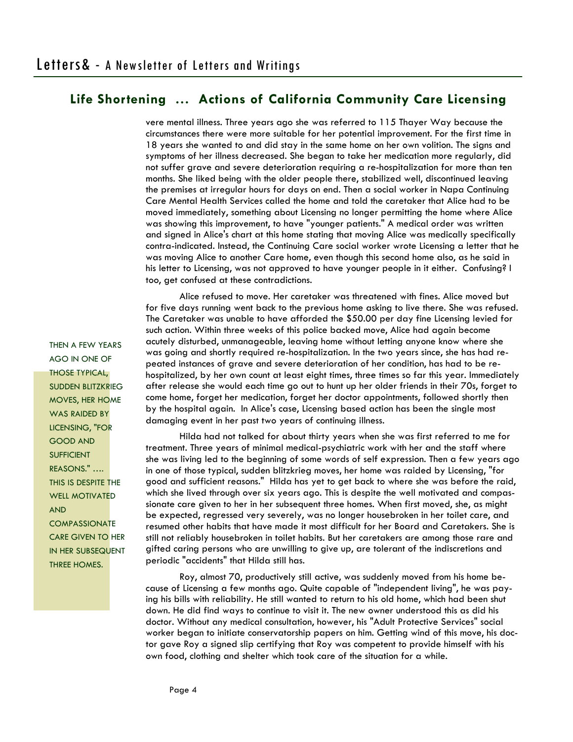## Life Shortening ... Actions of California Community Care Licensing

vere mental illness. Three years ago she was referred to 115 Thayer Way because the circumstances there were more suitable for her potential improvement. For the first time in 18 years she wanted to and did stay in the same home on her own volition. The signs and symptoms of her illness decreased. She began to take her medication more regularly, did not suffer grave and severe deterioration requiring a re-hospitalization for more than ten months. She liked being with the older people there, stabilized well, discontinued leaving the premises at irregular hours for days on end. Then a social worker in Napa Continuing Care Mental Health Services called the home and told the caretaker that Alice had to be moved immediately, something about Licensing no longer permitting the home where Alice was showing this improvement, to have "younger patients." A medical order was written and signed in Alice's chart at this home stating that moving Alice was medically specifically contra-indicated. Instead, the Continuing Care social worker wrote Licensing a letter that he was moving Alice to another Care home, even though this second home also, as he said in his letter to Licensing, was not approved to have younger people in it either. Confusing? I too, get confused at these contradictions.

Alice refused to move. Her caretaker was threatened with fines. Alice moved but for five days running went back to the previous home asking to live there. She was refused. The Caretaker was unable to have afforded the $50.00 per day fine Licensing levied for such action. Within three weeks of this police backed move, Alice had again become acutely disturbed, unmanageable, leaving home without letting anyone know where she was going and shortly required re-hospitalization. In the two years since, she has had repeated instances of grave and severe deterioration of her condition, has had to be re-hospitalized, by her own count at least eight times, three times so far this year. Immediately after release she would each time go out to hunt up her older friends in their 70s, forget to come home, forget her medication, forget her doctor appointments, followed shortly then by the hospital again. In Alice's case, Licensing based action has been the single most damaging event in her past two years of continuing illness.

> THEN A FEW YEARS AGO IN ONE OF THOSE TYPICAL, SUDDEN BLITZKRIEG MOVES, HER HOME WAS RAIDED BY LICENSING, "FOR GOOD AND SUFFICIENT REASONS." .... THIS IS DESPITE THE WELL MOTIVATED AND COMPASSIONATE CARE GIVEN TO HER IN HER SUBSEQUENT THREE HOMES.

Hilda had not talked for about thirty years when she was first referred to me for treatment. Three years of minimal medical-psychiatric work with her and the staff where she was living led to the beginning of some words of self expression. Then a few years ago in one of those typical, sudden blitzkrieg moves, her home was raided by Licensing, "for good and sufficient reasons." Hilda has yet to get back to where she was before the raid, which she lived through over six years ago. This is despite the well motivated and compassionate care given to her in her subsequent three homes. When first moved, she, as might be expected, regressed very severely, was no longer housebroken in her toilet care, and resumed other habits that have made it most difficult for her Board and Caretakers. She is still not reliably housebroken in toilet habits. But her caretakers are among those rare and gifted caring persons who are unwilling to give up, are tolerant of the indiscretions and periodic "accidents" that Hilda still has.

Roy, almost 70, productively still active, was suddenly moved from his home because of Licensing a few months ago. Quite capable of "independent living", he was paying his bills with reliability. He still wanted to return to his old home, which had been shut down. He did find ways to continue to visit it. The new owner understood this as did his doctor. Without any medical consultation, however, his "Adult Protective Services" social worker began to initiate conservatorship papers on him. Getting wind of this move, his doctor gave Roy a signed slip certifying that Roy was competent to provide himself with his own food, clothing and shelter which took care of the situation for a while.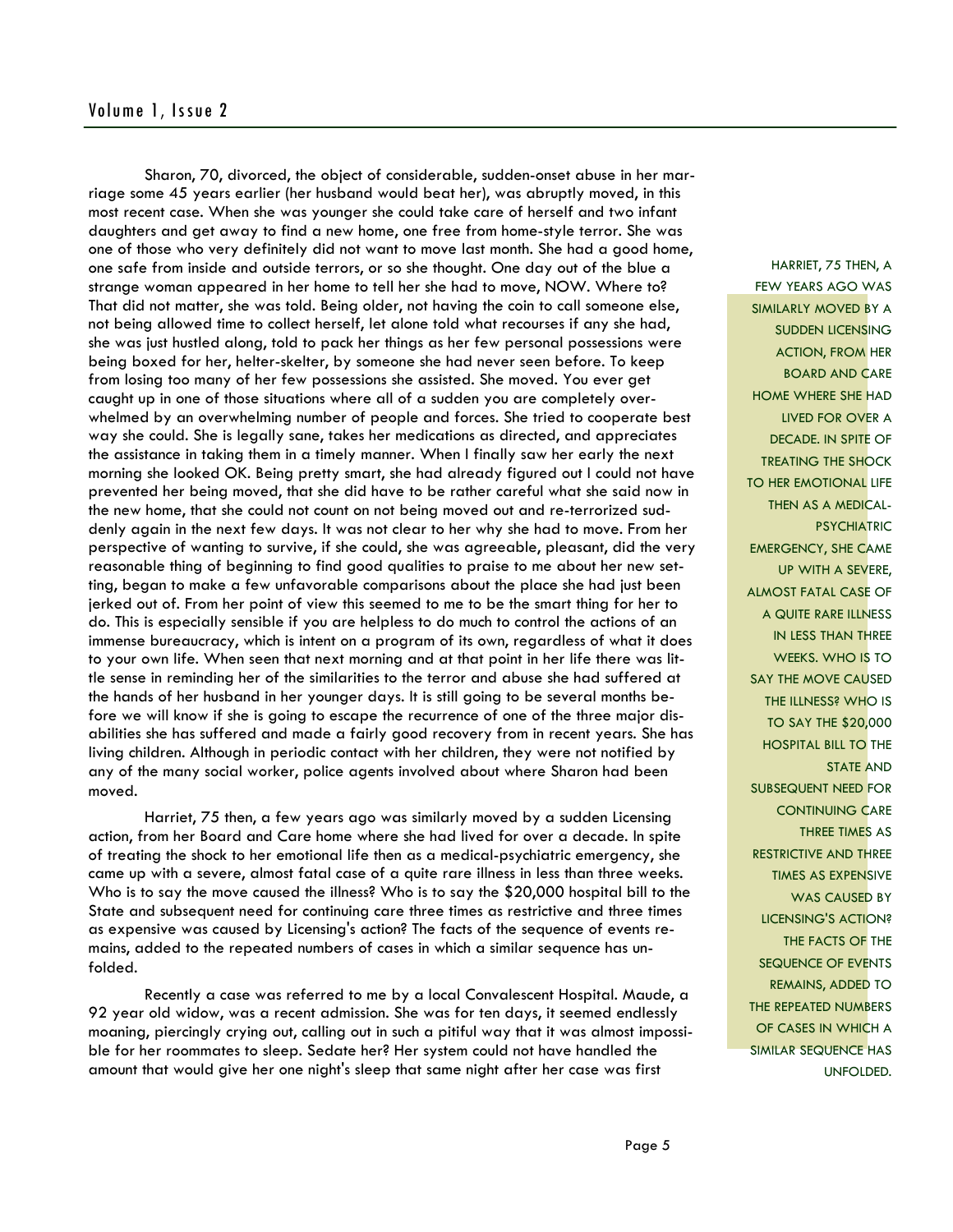Sharon, 70, divorced, the object of considerable, sudden-onset abuse in her marriage some 45 years earlier (her husband would beat her), was abruptly moved, in this most recent case. When she was younger she could take care of herself and two infant daughters and get away to find a new home, one free from home-style terror. She was one of those who very definitely did not want to move last month. She had a good home, one safe from inside and outside terrors, or so she thought. One day out of the blue a strange woman appeared in her home to tell her she had to move, NOW. Where to? That did not matter, she was told. Being older, not having the coin to call someone else, not being allowed time to collect herself, let alone told what recourses if any she had, she was just hustled along, told to pack her things as her few personal possessions were being boxed for her, helter-skelter, by someone she had never seen before. To keep from losing too many of her few possessions she assisted. She moved. You ever get caught up in one of those situations where all of a sudden you are completely overwhelmed by an overwhelming number of people and forces. She tried to cooperate best way she could. She is legally sane, takes her medications as directed, and appreciates the assistance in taking them in a timely manner. When I finally saw her early the next morning she looked OK. Being pretty smart, she had already figured out I could not have prevented her being moved, that she did have to be rather careful what she said now in the new home, that she could not count on not being moved out and re-terrorized suddenly again in the next few days. It was not clear to her why she had to move. From her perspective of wanting to survive, if she could, she was agreeable, pleasant, did the very reasonable thing of beginning to find good qualities to praise to me about her new setting, began to make a few unfavorable comparisons about the place she had just been jerked out of. From her point of view this seemed to me to be the smart thing for her to do. This is especially sensible if you are helpless to do much to control the actions of an immense bureaucracy, which is intent on a program of its own, regardless of what it does to your own life. When seen that next morning and at that point in her life there was little sense in reminding her of the similarities to the terror and abuse she had suffered at the hands of her husband in her younger days. It is still going to be several months before we will know if she is going to escape the recurrence of one of the three major disabilities she has suffered and made a fairly good recovery from in recent years. She has living children. Although in periodic contact with her children, they were not notified by any of the many social worker, police agents involved about where Sharon had been moved.

Harriet, 75 then, a few years ago was similarly moved by a sudden Licensing action, from her Board and Care home where she had lived for over a decade. In spite of treating the shock to her emotional life then as a medical-psychiatric emergency, she came up with a severe, almost fatal case of a quite rare illness in less than three weeks. Who is to say the move caused the illness? Who is to say the $20,000 hospital bill to the State and subsequent need for continuing care three times as restrictive and three times as expensive was caused by Licensing's action? The facts of the sequence of events remains, added to the repeated numbers of cases in which a similar sequence has unfolded.

> HARRIET, 75 THEN, A FEW YEARS AGO WAS SIMILARLY MOVED BY A SUDDEN LICENSING ACTION, FROM HER BOARD AND CARE HOME WHERE SHE HAD LIVED FOR OVER A DECADE. IN SPITE OF TREATING THE SHOCK TO HER EMOTIONAL LIFE THEN AS A MEDICAL-PSYCHIATRIC EMERGENCY, SHE CAME UP WITH A SEVERE, ALMOST FATAL CASE OF A QUITE RARE ILLNESS IN LESS THAN THREE WEEKS. WHO IS TO SAY THE MOVE CAUSED THE ILLNESS? WHO IS TO SAY THE $20,000 HOSPITAL BILL TO THE STATE AND SUBSEQUENT NEED FOR CONTINUING CARE THREE TIMES AS RESTRICTIVE AND THREE TIMES AS EXPENSIVE WAS CAUSED BY LICENSING'S ACTION? THE FACTS OF THE SEQUENCE OF EVENTS REMAINS, ADDED TO THE REPEATED NUMBERS OF CASES IN WHICH A SIMILAR SEQUENCE HAS UNFOLDED.

Recently a case was referred to me by a local Convalescent Hospital. Maude, a 92 year old widow, was a recent admission. She was for ten days, it seemed endlessly moaning, piercingly crying out, calling out in such a pitiful way that it was almost impossible for her roommates to sleep. Sedate her? Her system could not have handled the amount that would give her one night's sleep that same night after her case was first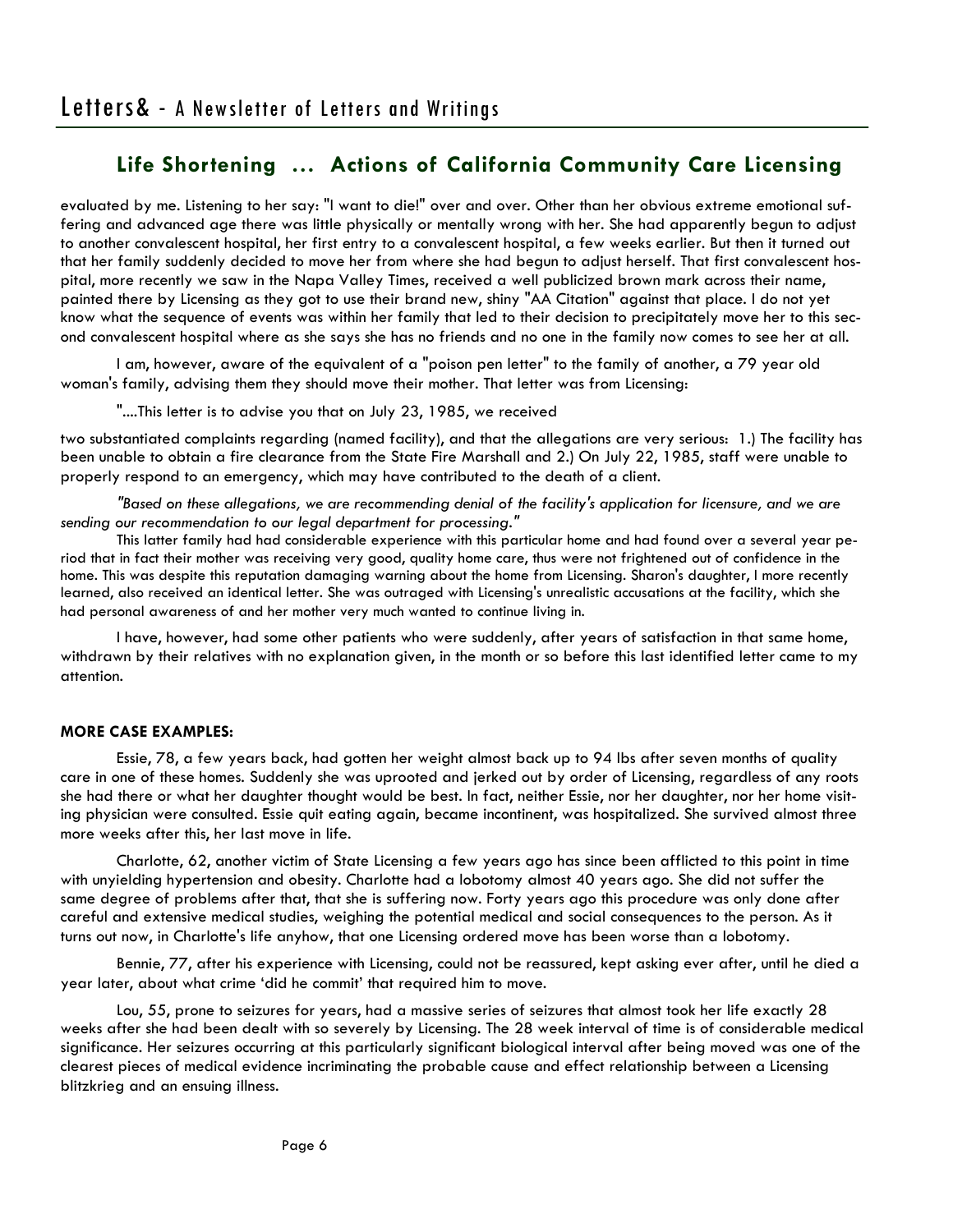## Life Shortening ... Actions of California Community Care Licensing

evaluated by me. Listening to her say: "I want to die!" over and over. Other than her obvious extreme emotional suffering and advanced age there was little physically or mentally wrong with her. She had apparently begun to adjust to another convalescent hospital, her first entry to a convalescent hospital, a few weeks earlier. But then it turned out that her family suddenly decided to move her from where she had begun to adjust herself. That first convalescent hospital, more recently we saw in the Napa Valley Times, received a well publicized brown mark across their name, painted there by Licensing as they got to use their brand new, shiny "AA Citation" against that place. I do not yet know what the sequence of events was within her family that led to their decision to precipitately move her to this second convalescent hospital where as she says she has no friends and no one in the family now comes to see her at all.

I am, however, aware of the equivalent of a "poison pen letter" to the family of another, a 79 year old woman's family, advising them they should move their mother. That letter was from Licensing:

"....This letter is to advise you that on July 23, 1985, we received

two substantiated complaints regarding (named facility), and that the allegations are very serious: 1.) The facility has been unable to obtain a fire clearance from the State Fire Marshall and 2.) On July 22, 1985, staff were unable to properly respond to an emergency, which may have contributed to the death of a client.

*"Based on these allegations, we are recommending denial of the facility's application for licensure, and we are sending our recommendation to our legal department for processing."*

This latter family had had considerable experience with this particular home and had found over a several year period that in fact their mother was receiving very good, quality home care, thus were not frightened out of confidence in the home. This was despite this reputation damaging warning about the home from Licensing. Sharon's daughter, I more recently learned, also received an identical letter. She was outraged with Licensing's unrealistic accusations at the facility, which she had personal awareness of and her mother very much wanted to continue living in.

I have, however, had some other patients who were suddenly, after years of satisfaction in that same home, withdrawn by their relatives with no explanation given, in the month or so before this last identified letter came to my attention.

**MORE CASE EXAMPLES:**

Essie, 78, a few years back, had gotten her weight almost back up to 94 lbs after seven months of quality care in one of these homes. Suddenly she was uprooted and jerked out by order of Licensing, regardless of any roots she had there or what her daughter thought would be best. In fact, neither Essie, nor her daughter, nor her home visiting physician were consulted. Essie quit eating again, became incontinent, was hospitalized. She survived almost three more weeks after this, her last move in life.

Charlotte, 62, another victim of State Licensing a few years ago has since been afflicted to this point in time with unyielding hypertension and obesity. Charlotte had a lobotomy almost 40 years ago. She did not suffer the same degree of problems after that, that she is suffering now. Forty years ago this procedure was only done after careful and extensive medical studies, weighing the potential medical and social consequences to the person. As it turns out now, in Charlotte's life anyhow, that one Licensing ordered move has been worse than a lobotomy.

Bennie, 77, after his experience with Licensing, could not be reassured, kept asking ever after, until he died a year later, about what crime 'did he commit' that required him to move.

Lou, 55, prone to seizures for years, had a massive series of seizures that almost took her life exactly 28 weeks after she had been dealt with so severely by Licensing. The 28 week interval of time is of considerable medical significance. Her seizures occurring at this particularly significant biological interval after being moved was one of the clearest pieces of medical evidence incriminating the probable cause and effect relationship between a Licensing blitzkrieg and an ensuing illness.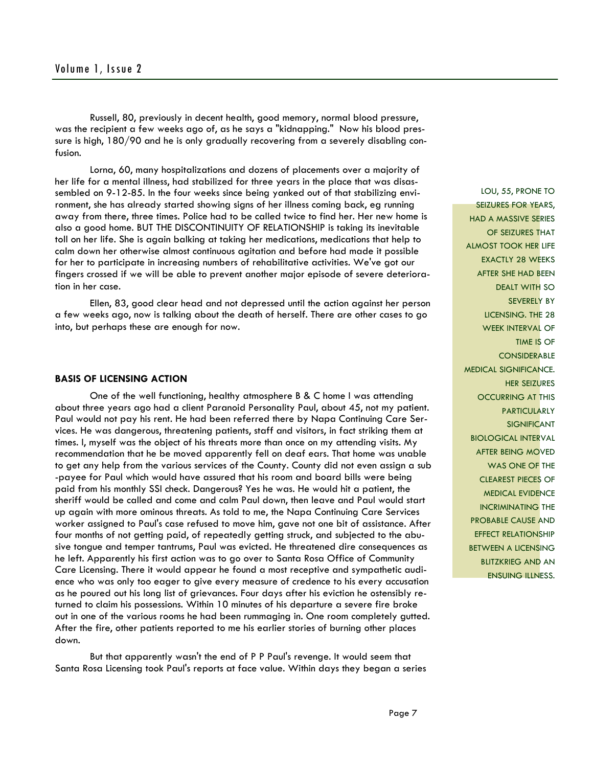Russell, 80, previously in decent health, good memory, normal blood pressure, was the recipient a few weeks ago of, as he says a "kidnapping." Now his blood pressure is high, 180/90 and he is only gradually recovering from a severely disabling confusion.

Lorna, 60, many hospitalizations and dozens of placements over a majority of her life for a mental illness, had stabilized for three years in the place that was disassembled on 9-12-85. In the four weeks since being yanked out of that stabilizing environment, she has already started showing signs of her illness coming back, eg running away from there, three times. Police had to be called twice to find her. Her new home is also a good home. BUT THE DISCONTINUITY OF RELATIONSHIP is taking its inevitable toll on her life. She is again balking at taking her medications, medications that help to calm down her otherwise almost continuous agitation and before had made it possible for her to participate in increasing numbers of rehabilitative activities. We've got our fingers crossed if we will be able to prevent another major episode of severe deterioration in her case.

Ellen, 83, good clear head and not depressed until the action against her person a few weeks ago, now is talking about the death of herself. There are other cases to go into, but perhaps these are enough for now.

LOU, 55, PRONE TO SEIZURES FOR YEARS, HAD A MASSIVE SERIES OF SEIZURES THAT ALMOST TOOK HER LIFE EXACTLY 28 WEEKS AFTER SHE HAD BEEN DEALT WITH SO SEVERELY BY LICENSING. THE 28 WEEK INTERVAL OF TIME IS OF CONSIDERABLE MEDICAL SIGNIFICANCE. HER SEIZURES OCCURRING AT THIS PARTICULARLY SIGNIFICANT BIOLOGICAL INTERVAL AFTER BEING MOVED WAS ONE OF THE CLEAREST PIECES OF MEDICAL EVIDENCE INCRIMINATING THE PROBABLE CAUSE AND EFFECT RELATIONSHIP BETWEEN A LICENSING BLITZKRIEG AND AN ENSUING ILLNESS.

**BASIS OF LICENSING ACTION**

One of the well functioning, healthy atmosphere B & C home I was attending about three years ago had a client Paranoid Personality Paul, about 45, not my patient. Paul would not pay his rent. He had been referred there by Napa Continuing Care Services. He was dangerous, threatening patients, staff and visitors, in fact striking them at times. I, myself was the object of his threats more than once on my attending visits. My recommendation that he be moved apparently fell on deaf ears. That home was unable to get any help from the various services of the County. County did not even assign a sub-payee for Paul which would have assured that his room and board bills were being paid from his monthly SSI check. Dangerous? Yes he was. He would hit a patient, the sheriff would be called and come and calm Paul down, then leave and Paul would start up again with more ominous threats. As told to me, the Napa Continuing Care Services worker assigned to Paul's case refused to move him, gave not one bit of assistance. After four months of not getting paid, of repeatedly getting struck, and subjected to the abusive tongue and temper tantrums, Paul was evicted. He threatened dire consequences as he left. Apparently his first action was to go over to Santa Rosa Office of Community Care Licensing. There it would appear he found a most receptive and sympathetic audience who was only too eager to give every measure of credence to his every accusation as he poured out his long list of grievances. Four days after his eviction he ostensibly returned to claim his possessions. Within 10 minutes of his departure a severe fire broke out in one of the various rooms he had been rummaging in. One room completely gutted. After the fire, other patients reported to me his earlier stories of burning other places down.

But that apparently wasn't the end of P P Paul's revenge. It would seem that Santa Rosa Licensing took Paul's reports at face value. Within days they began a series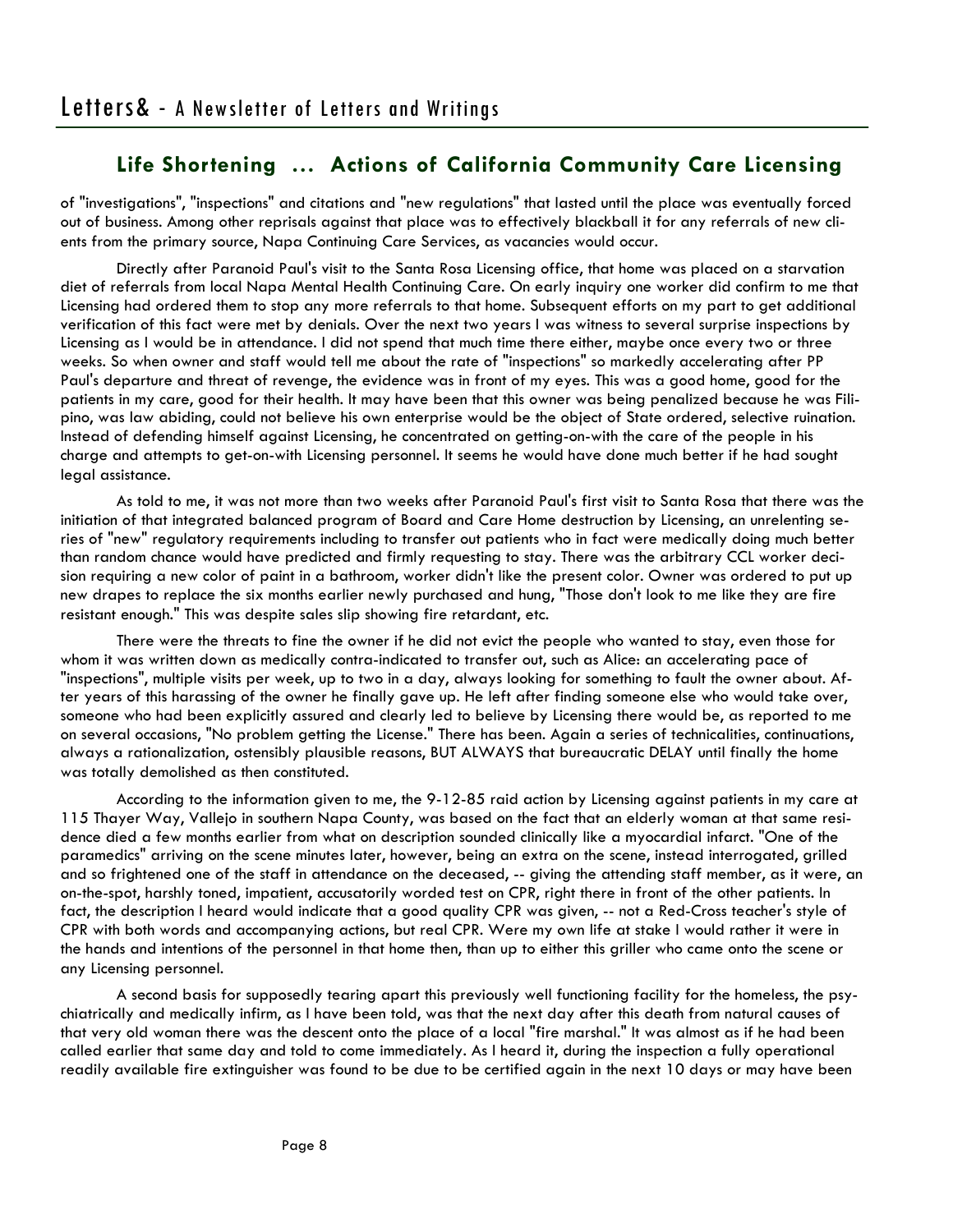## Life Shortening ... Actions of California Community Care Licensing

of "investigations", "inspections" and citations and "new regulations" that lasted until the place was eventually forced out of business. Among other reprisals against that place was to effectively blackball it for any referrals of new clients from the primary source, Napa Continuing Care Services, as vacancies would occur.

Directly after Paranoid Paul's visit to the Santa Rosa Licensing office, that home was placed on a starvation diet of referrals from local Napa Mental Health Continuing Care. On early inquiry one worker did confirm to me that Licensing had ordered them to stop any more referrals to that home. Subsequent efforts on my part to get additional verification of this fact were met by denials. Over the next two years I was witness to several surprise inspections by Licensing as I would be in attendance. I did not spend that much time there either, maybe once every two or three weeks. So when owner and staff would tell me about the rate of "inspections" so markedly accelerating after PP Paul's departure and threat of revenge, the evidence was in front of my eyes. This was a good home, good for the patients in my care, good for their health. It may have been that this owner was being penalized because he was Filipino, was law abiding, could not believe his own enterprise would be the object of State ordered, selective ruination. Instead of defending himself against Licensing, he concentrated on getting-on-with the care of the people in his charge and attempts to get-on-with Licensing personnel. It seems he would have done much better if he had sought legal assistance.

As told to me, it was not more than two weeks after Paranoid Paul's first visit to Santa Rosa that there was the initiation of that integrated balanced program of Board and Care Home destruction by Licensing, an unrelenting series of "new" regulatory requirements including to transfer out patients who in fact were medically doing much better than random chance would have predicted and firmly requesting to stay. There was the arbitrary CCL worker decision requiring a new color of paint in a bathroom, worker didn't like the present color. Owner was ordered to put up new drapes to replace the six months earlier newly purchased and hung, "Those don't look to me like they are fire resistant enough." This was despite sales slip showing fire retardant, etc.

There were the threats to fine the owner if he did not evict the people who wanted to stay, even those for whom it was written down as medically contra-indicated to transfer out, such as Alice: an accelerating pace of "inspections", multiple visits per week, up to two in a day, always looking for something to fault the owner about. After years of this harassing of the owner he finally gave up. He left after finding someone else who would take over, someone who had been explicitly assured and clearly led to believe by Licensing there would be, as reported to me on several occasions, "No problem getting the License." There has been. Again a series of technicalities, continuations, always a rationalization, ostensibly plausible reasons, BUT ALWAYS that bureaucratic DELAY until finally the home was totally demolished as then constituted.

According to the information given to me, the 9-12-85 raid action by Licensing against patients in my care at 115 Thayer Way, Vallejo in southern Napa County, was based on the fact that an elderly woman at that same residence died a few months earlier from what on description sounded clinically like a myocardial infarct. "One of the paramedics" arriving on the scene minutes later, however, being an extra on the scene, instead interrogated, grilled and so frightened one of the staff in attendance on the deceased, -- giving the attending staff member, as it were, an on-the-spot, harshly toned, impatient, accusatorily worded test on CPR, right there in front of the other patients. In fact, the description I heard would indicate that a good quality CPR was given, -- not a Red-Cross teacher's style of CPR with both words and accompanying actions, but real CPR. Were my own life at stake I would rather it were in the hands and intentions of the personnel in that home then, than up to either this griller who came onto the scene or any Licensing personnel.

A second basis for supposedly tearing apart this previously well functioning facility for the homeless, the psychiatrically and medically infirm, as I have been told, was that the next day after this death from natural causes of that very old woman there was the descent onto the place of a local "fire marshal." It was almost as if he had been called earlier that same day and told to come immediately. As I heard it, during the inspection a fully operational readily available fire extinguisher was found to be due to be certified again in the next 10 days or may have been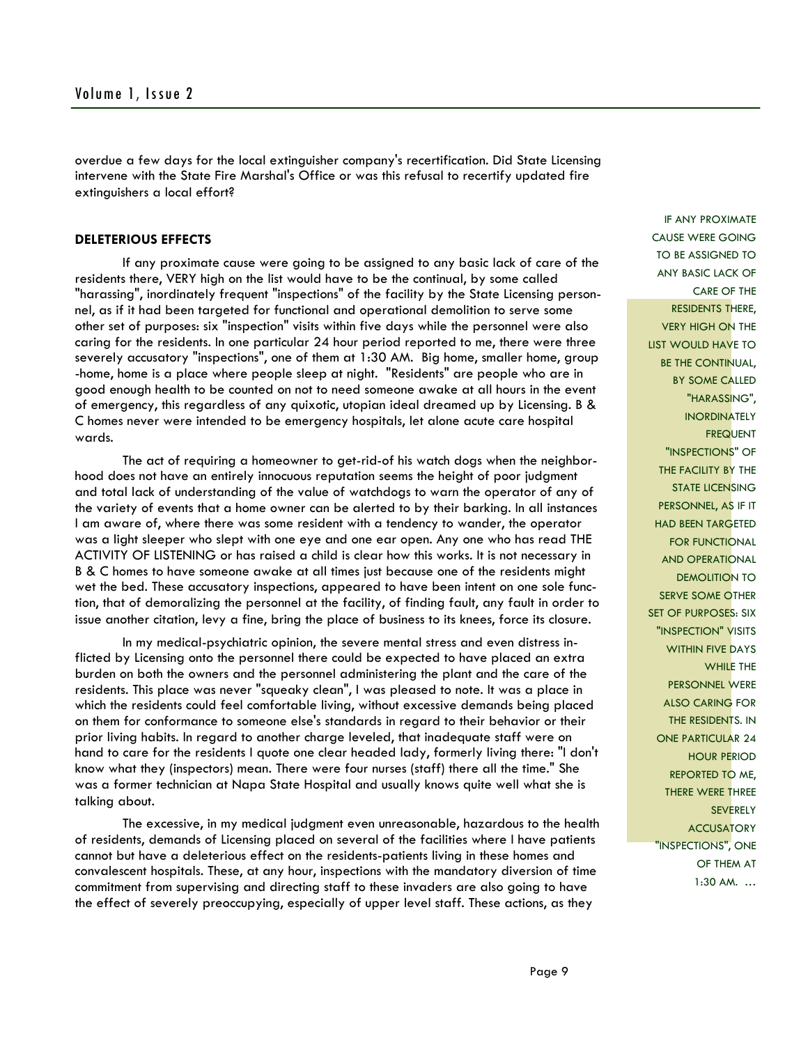overdue a few days for the local extinguisher company's recertification. Did State Licensing intervene with the State Fire Marshal's Office or was this refusal to recertify updated fire extinguishers a local effort?

**DELETERIOUS EFFECTS**

If any proximate cause were going to be assigned to any basic lack of care of the residents there, VERY high on the list would have to be the continual, by some called "harassing", inordinately frequent "inspections" of the facility by the State Licensing personnel, as if it had been targeted for functional and operational demolition to serve some other set of purposes: six "inspection" visits within five days while the personnel were also caring for the residents. In one particular 24 hour period reported to me, there were three severely accusatory "inspections", one of them at 1:30 AM. Big home, smaller home, group-home, home is a place where people sleep at night. "Residents" are people who are in good enough health to be counted on not to need someone awake at all hours in the event of emergency, this regardless of any quixotic, utopian ideal dreamed up by Licensing. B & C homes never were intended to be emergency hospitals, let alone acute care hospital wards.

The act of requiring a homeowner to get-rid-of his watch dogs when the neighborhood does not have an entirely innocuous reputation seems the height of poor judgment and total lack of understanding of the value of watchdogs to warn the operator of any of the variety of events that a home owner can be alerted to by their barking. In all instances I am aware of, where there was some resident with a tendency to wander, the operator was a light sleeper who slept with one eye and one ear open. Any one who has read THE ACTIVITY OF LISTENING or has raised a child is clear how this works. It is not necessary in B & C homes to have someone awake at all times just because one of the residents might wet the bed. These accusatory inspections, appeared to have been intent on one sole function, that of demoralizing the personnel at the facility, of finding fault, any fault in order to issue another citation, levy a fine, bring the place of business to its knees, force its closure.

In my medical-psychiatric opinion, the severe mental stress and even distress inflicted by Licensing onto the personnel there could be expected to have placed an extra burden on both the owners and the personnel administering the plant and the care of the residents. This place was never "squeaky clean", I was pleased to note. It was a place in which the residents could feel comfortable living, without excessive demands being placed on them for conformance to someone else's standards in regard to their behavior or their prior living habits. In regard to another charge leveled, that inadequate staff were on hand to care for the residents I quote one clear headed lady, formerly living there: "I don't know what they (inspectors) mean. There were four nurses (staff) there all the time." She was a former technician at Napa State Hospital and usually knows quite well what she is talking about.

The excessive, in my medical judgment even unreasonable, hazardous to the health of residents, demands of Licensing placed on several of the facilities where I have patients cannot but have a deleterious effect on the residents-patients living in these homes and convalescent hospitals. These, at any hour, inspections with the mandatory diversion of time commitment from supervising and directing staff to these invaders are also going to have the effect of severely preoccupying, especially of upper level staff. These actions, as they

IF ANY PROXIMATE CAUSE WERE GOING TO BE ASSIGNED TO ANY BASIC LACK OF CARE OF THE RESIDENTS THERE, VERY HIGH ON THE LIST WOULD HAVE TO BE THE CONTINUAL, BY SOME CALLED "HARASSING", INORDINATELY FREQUENT "INSPECTIONS" OF THE FACILITY BY THE STATE LICENSING PERSONNEL, AS IF IT HAD BEEN TARGETED FOR FUNCTIONAL AND OPERATIONAL DEMOLITION TO SERVE SOME OTHER SET OF PURPOSES: SIX "INSPECTION" VISITS WITHIN FIVE DAYS WHILE THE PERSONNEL WERE ALSO CARING FOR THE RESIDENTS. IN ONE PARTICULAR 24 HOUR PERIOD REPORTED TO ME, THERE WERE THREE SEVERELY ACCUSATORY "INSPECTIONS", ONE OF THEM AT 1:30 AM. …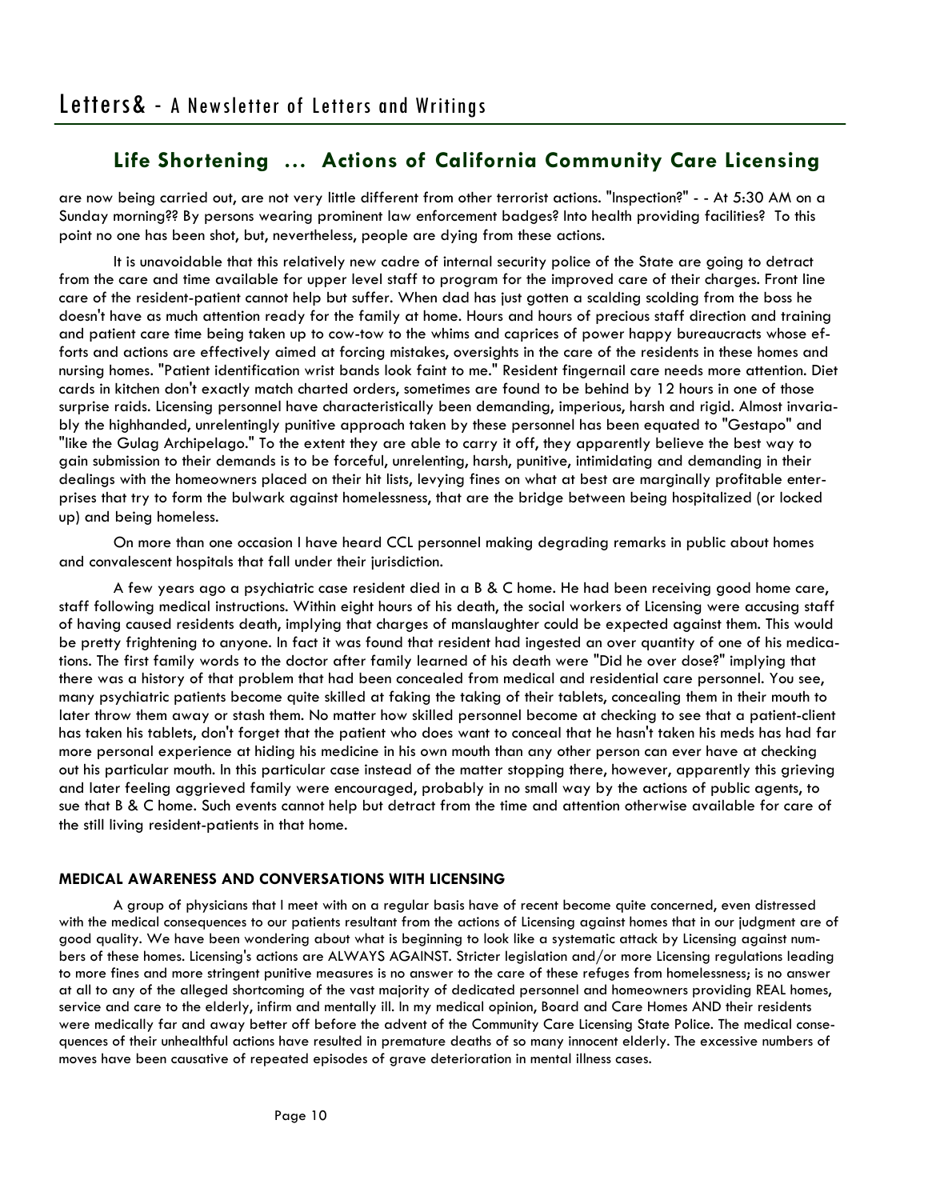## Life Shortening ... Actions of California Community Care Licensing

are now being carried out, are not very little different from other terrorist actions. "Inspection?" - - At 5:30 AM on a Sunday morning?? By persons wearing prominent law enforcement badges? Into health providing facilities? To this point no one has been shot, but, nevertheless, people are dying from these actions.

It is unavoidable that this relatively new cadre of internal security police of the State are going to detract from the care and time available for upper level staff to program for the improved care of their charges. Front line care of the resident-patient cannot help but suffer. When dad has just gotten a scalding scolding from the boss he doesn't have as much attention ready for the family at home. Hours and hours of precious staff direction and training and patient care time being taken up to cow-tow to the whims and caprices of power happy bureaucracts whose efforts and actions are effectively aimed at forcing mistakes, oversights in the care of the residents in these homes and nursing homes. "Patient identification wrist bands look faint to me." Resident fingernail care needs more attention. Diet cards in kitchen don't exactly match charted orders, sometimes are found to be behind by 12 hours in one of those surprise raids. Licensing personnel have characteristically been demanding, imperious, harsh and rigid. Almost invariably the highhanded, unrelentingly punitive approach taken by these personnel has been equated to "Gestapo" and "like the Gulag Archipelago." To the extent they are able to carry it off, they apparently believe the best way to gain submission to their demands is to be forceful, unrelenting, harsh, punitive, intimidating and demanding in their dealings with the homeowners placed on their hit lists, levying fines on what at best are marginally profitable enterprises that try to form the bulwark against homelessness, that are the bridge between being hospitalized (or locked up) and being homeless.

On more than one occasion I have heard CCL personnel making degrading remarks in public about homes and convalescent hospitals that fall under their jurisdiction.

A few years ago a psychiatric case resident died in a B & C home. He had been receiving good home care, staff following medical instructions. Within eight hours of his death, the social workers of Licensing were accusing staff of having caused residents death, implying that charges of manslaughter could be expected against them. This would be pretty frightening to anyone. In fact it was found that resident had ingested an over quantity of one of his medications. The first family words to the doctor after family learned of his death were "Did he over dose?" implying that there was a history of that problem that had been concealed from medical and residential care personnel. You see, many psychiatric patients become quite skilled at faking the taking of their tablets, concealing them in their mouth to later throw them away or stash them. No matter how skilled personnel become at checking to see that a patient-client has taken his tablets, don't forget that the patient who does want to conceal that he hasn't taken his meds has had far more personal experience at hiding his medicine in his own mouth than any other person can ever have at checking out his particular mouth. In this particular case instead of the matter stopping there, however, apparently this grieving and later feeling aggrieved family were encouraged, probably in no small way by the actions of public agents, to sue that B & C home. Such events cannot help but detract from the time and attention otherwise available for care of the still living resident-patients in that home.

### MEDICAL AWARENESS AND CONVERSATIONS WITH LICENSING

A group of physicians that I meet with on a regular basis have of recent become quite concerned, even distressed with the medical consequences to our patients resultant from the actions of Licensing against homes that in our judgment are of good quality. We have been wondering about what is beginning to look like a systematic attack by Licensing against numbers of these homes. Licensing's actions are ALWAYS AGAINST. Stricter legislation and/or more Licensing regulations leading to more fines and more stringent punitive measures is no answer to the care of these refuges from homelessness; is no answer at all to any of the alleged shortcoming of the vast majority of dedicated personnel and homeowners providing REAL homes, service and care to the elderly, infirm and mentally ill. In my medical opinion, Board and Care Homes AND their residents were medically far and away better off before the advent of the Community Care Licensing State Police. The medical consequences of their unhealthful actions have resulted in premature deaths of so many innocent elderly. The excessive numbers of moves have been causative of repeated episodes of grave deterioration in mental illness cases.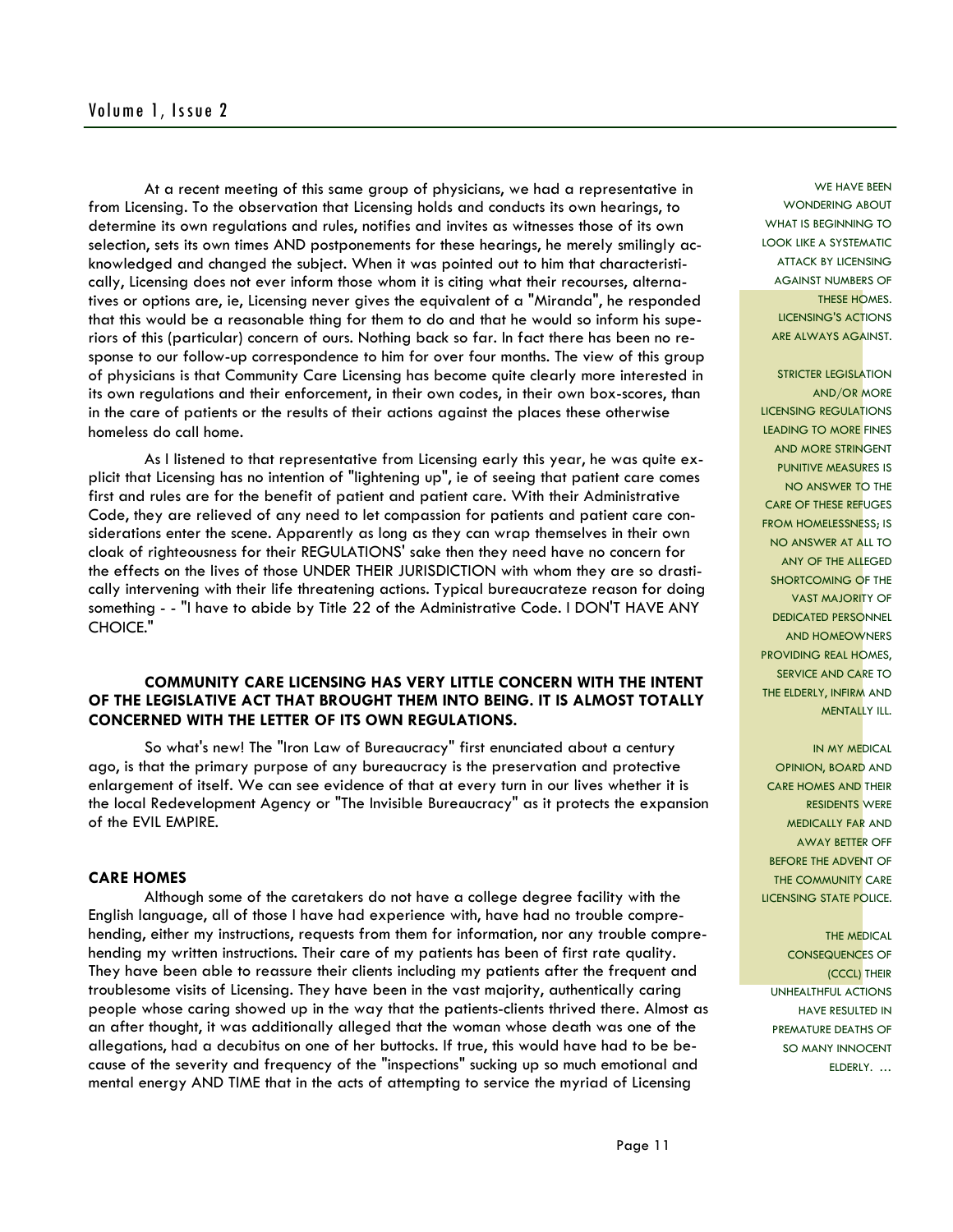At a recent meeting of this same group of physicians, we had a representative in from Licensing. To the observation that Licensing holds and conducts its own hearings, to determine its own regulations and rules, notifies and invites as witnesses those of its own selection, sets its own times AND postponements for these hearings, he merely smilingly acknowledged and changed the subject. When it was pointed out to him that characteristically, Licensing does not ever inform those whom it is citing what their recourses, alternatives or options are, ie, Licensing never gives the equivalent of a "Miranda", he responded that this would be a reasonable thing for them to do and that he would so inform his superiors of this (particular) concern of ours. Nothing back so far. In fact there has been no response to our follow-up correspondence to him for over four months. The view of this group of physicians is that Community Care Licensing has become quite clearly more interested in its own regulations and their enforcement, in their own codes, in their own box-scores, than in the care of patients or the results of their actions against the places these otherwise homeless do call home.

As I listened to that representative from Licensing early this year, he was quite explicit that Licensing has no intention of "lightening up", ie of seeing that patient care comes first and rules are for the benefit of patient and patient care. With their Administrative Code, they are relieved of any need to let compassion for patients and patient care considerations enter the scene. Apparently as long as they can wrap themselves in their own cloak of righteousness for their REGULATIONS' sake then they need have no concern for the effects on the lives of those UNDER THEIR JURISDICTION with whom they are so drastically intervening with their life threatening actions. Typical bureaucrateze reason for doing something - - "I have to abide by Title 22 of the Administrative Code. I DON'T HAVE ANY CHOICE."

**COMMUNITY CARE LICENSING HAS VERY LITTLE CONCERN WITH THE INTENT OF THE LEGISLATIVE ACT THAT BROUGHT THEM INTO BEING. IT IS ALMOST TOTALLY CONCERNED WITH THE LETTER OF ITS OWN REGULATIONS.**

So what's new! The "Iron Law of Bureaucracy" first enunciated about a century ago, is that the primary purpose of any bureaucracy is the preservation and protective enlargement of itself. We can see evidence of that at every turn in our lives whether it is the local Redevelopment Agency or "The Invisible Bureaucracy" as it protects the expansion of the EVIL EMPIRE.

### CARE HOMES

Although some of the caretakers do not have a college degree facility with the English language, all of those I have had experience with, have had no trouble comprehending, either my instructions, requests from them for information, nor any trouble comprehending my written instructions. Their care of my patients has been of first rate quality. They have been able to reassure their clients including my patients after the frequent and troublesome visits of Licensing. They have been in the vast majority, authentically caring people whose caring showed up in the way that the patients-clients thrived there. Almost as an after thought, it was additionally alleged that the woman whose death was one of the allegations, had a decubitus on one of her buttocks. If true, this would have had to be because of the severity and frequency of the "inspections" sucking up so much emotional and mental energy AND TIME that in the acts of attempting to service the myriad of Licensing

WE HAVE BEEN WONDERING ABOUT WHAT IS BEGINNING TO LOOK LIKE A SYSTEMATIC ATTACK BY LICENSING AGAINST NUMBERS OF THESE HOMES. LICENSING'S ACTIONS ARE ALWAYS AGAINST.

STRICTER LEGISLATION AND/OR MORE LICENSING REGULATIONS LEADING TO MORE FINES AND MORE STRINGENT PUNITIVE MEASURES IS NO ANSWER TO THE CARE OF THESE REFUGES FROM HOMELESSNESS; IS NO ANSWER AT ALL TO ANY OF THE ALLEGED SHORTCOMING OF THE VAST MAJORITY OF DEDICATED PERSONNEL AND HOMEOWNERS PROVIDING REAL HOMES, SERVICE AND CARE TO THE ELDERLY, INFIRM AND MENTALLY ILL.

IN MY MEDICAL OPINION, BOARD AND CARE HOMES AND THEIR RESIDENTS WERE MEDICALLY FAR AND AWAY BETTER OFF BEFORE THE ADVENT OF THE COMMUNITY CARE LICENSING STATE POLICE.

THE MEDICAL CONSEQUENCES OF (CCCL) THEIR UNHEALTHFUL ACTIONS HAVE RESULTED IN PREMATURE DEATHS OF SO MANY INNOCENT ELDERLY. ...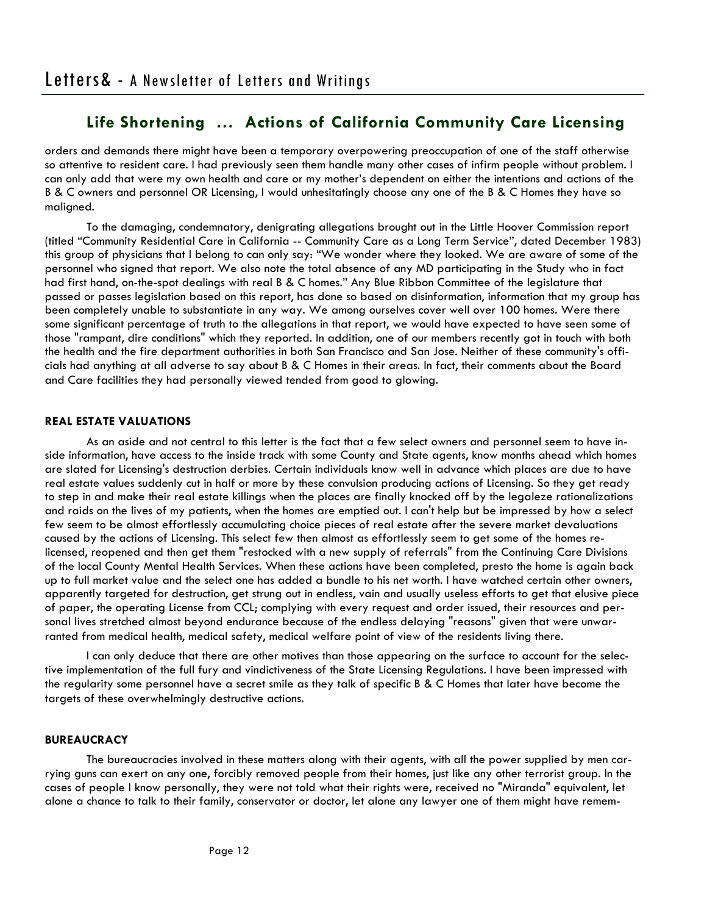## Life Shortening ... Actions of California Community Care Licensing

orders and demands there might have been a temporary overpowering preoccupation of one of the staff otherwise so attentive to resident care. I had previously seen them handle many other cases of infirm people without problem. I can only add that were my own health and care or my mother's dependent on either the intentions and actions of the B & C owners and personnel OR Licensing, I would unhesitatingly choose any one of the B & C Homes they have so maligned.

To the damaging, condemnatory, denigrating allegations brought out in the Little Hoover Commission report (titled "Community Residential Care in California -- Community Care as a Long Term Service", dated December 1983) this group of physicians that I belong to can only say: "We wonder where they looked. We are aware of some of the personnel who signed that report. We also note the total absence of any MD participating in the Study who in fact had first hand, on-the-spot dealings with real B & C homes." Any Blue Ribbon Committee of the legislature that passed or passes legislation based on this report, has done so based on disinformation, information that my group has been completely unable to substantiate in any way. We among ourselves cover well over 100 homes. Were there some significant percentage of truth to the allegations in that report, we would have expected to have seen some of those "rampant, dire conditions" which they reported. In addition, one of our members recently got in touch with both the health and the fire department authorities in both San Francisco and San Jose. Neither of these community's officials had anything at all adverse to say about B & C Homes in their areas. In fact, their comments about the Board and Care facilities they had personally viewed tended from good to glowing.

**REAL ESTATE VALUATIONS**

As an aside and not central to this letter is the fact that a few select owners and personnel seem to have inside information, have access to the inside track with some County and State agents, know months ahead which homes are slated for Licensing's destruction derbies. Certain individuals know well in advance which places are due to have real estate values suddenly cut in half or more by these convulsion producing actions of Licensing. So they get ready to step in and make their real estate killings when the places are finally knocked off by the legaleze rationalizations and raids on the lives of my patients, when the homes are emptied out. I can't help but be impressed by how a select few seem to be almost effortlessly accumulating choice pieces of real estate after the severe market devaluations caused by the actions of Licensing. This select few then almost as effortlessly seem to get some of the homes re-licensed, reopened and then get them "restocked with a new supply of referrals" from the Continuing Care Divisions of the local County Mental Health Services. When these actions have been completed, presto the home is again back up to full market value and the select one has added a bundle to his net worth. I have watched certain other owners, apparently targeted for destruction, get strung out in endless, vain and usually useless efforts to get that elusive piece of paper, the operating License from CCL; complying with every request and order issued, their resources and personal lives stretched almost beyond endurance because of the endless delaying "reasons" given that were unwarranted from medical health, medical safety, medical welfare point of view of the residents living there.

I can only deduce that there are other motives than those appearing on the surface to account for the selective implementation of the full fury and vindictiveness of the State Licensing Regulations. I have been impressed with the regularity some personnel have a secret smile as they talk of specific B & C Homes that later have become the targets of these overwhelmingly destructive actions.

**BUREAUCRACY**

The bureaucracies involved in these matters along with their agents, with all the power supplied by men carrying guns can exert on any one, forcibly removed people from their homes, just like any other terrorist group. In the cases of people I know personally, they were not told what their rights were, received no "Miranda" equivalent, let alone a chance to talk to their family, conservator or doctor, let alone any lawyer one of them might have remem-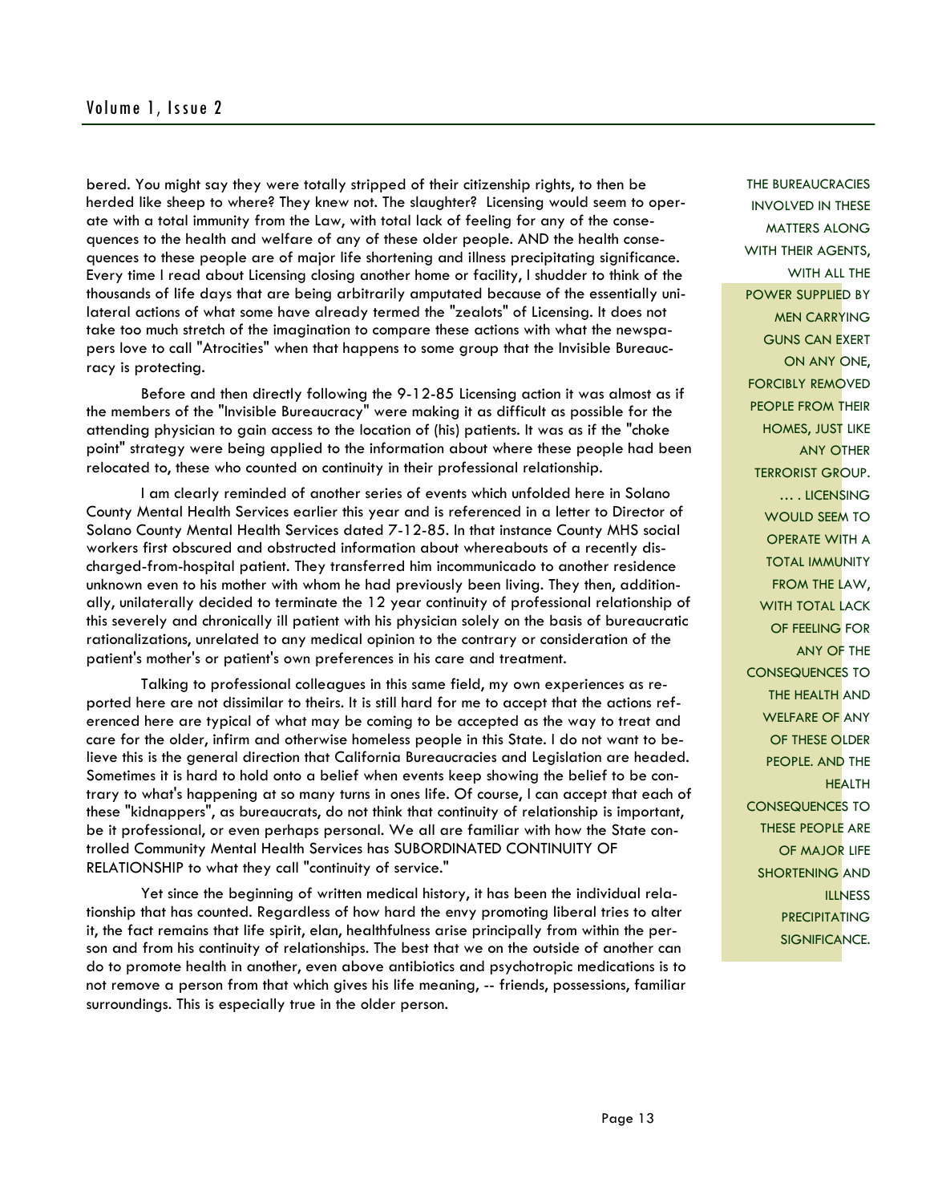bered. You might say they were totally stripped of their citizenship rights, to then be herded like sheep to where? They knew not. The slaughter? Licensing would seem to operate with a total immunity from the Law, with total lack of feeling for any of the consequences to the health and welfare of any of these older people. AND the health consequences to these people are of major life shortening and illness precipitating significance. Every time I read about Licensing closing another home or facility, I shudder to think of the thousands of life days that are being arbitrarily amputated because of the essentially unilateral actions of what some have already termed the "zealots" of Licensing. It does not take too much stretch of the imagination to compare these actions with what the newspapers love to call "Atrocities" when that happens to some group that the Invisible Bureaucracy is protecting.

Before and then directly following the 9-12-85 Licensing action it was almost as if the members of the "Invisible Bureaucracy" were making it as difficult as possible for the attending physician to gain access to the location of (his) patients. It was as if the "choke point" strategy were being applied to the information about where these people had been relocated to, these who counted on continuity in their professional relationship.

I am clearly reminded of another series of events which unfolded here in Solano County Mental Health Services earlier this year and is referenced in a letter to Director of Solano County Mental Health Services dated 7-12-85. In that instance County MHS social workers first obscured and obstructed information about whereabouts of a recently discharged-from-hospital patient. They transferred him incommunicado to another residence unknown even to his mother with whom he had previously been living. They then, additionally, unilaterally decided to terminate the 12 year continuity of professional relationship of this severely and chronically ill patient with his physician solely on the basis of bureaucratic rationalizations, unrelated to any medical opinion to the contrary or consideration of the patient's mother's or patient's own preferences in his care and treatment.

Talking to professional colleagues in this same field, my own experiences as reported here are not dissimilar to theirs. It is still hard for me to accept that the actions referenced here are typical of what may be coming to be accepted as the way to treat and care for the older, infirm and otherwise homeless people in this State. I do not want to believe this is the general direction that California Bureaucracies and Legislation are headed. Sometimes it is hard to hold onto a belief when events keep showing the belief to be contrary to what's happening at so many turns in ones life. Of course, I can accept that each of these "kidnappers", as bureaucrats, do not think that continuity of relationship is important, be it professional, or even perhaps personal. We all are familiar with how the State controlled Community Mental Health Services has SUBORDINATED CONTINUITY OF RELATIONSHIP to what they call "continuity of service."

Yet since the beginning of written medical history, it has been the individual relationship that has counted. Regardless of how hard the envy promoting liberal tries to alter it, the fact remains that life spirit, elan, healthfulness arise principally from within the person and from his continuity of relationships. The best that we on the outside of another can do to promote health in another, even above antibiotics and psychotropic medications is to not remove a person from that which gives his life meaning, -- friends, possessions, familiar surroundings. This is especially true in the older person.

THE BUREAUCRACIES INVOLVED IN THESE MATTERS ALONG WITH THEIR AGENTS, WITH ALL THE POWER SUPPLIED BY MEN CARRYING GUNS CAN EXERT ON ANY ONE, FORCIBLY REMOVED PEOPLE FROM THEIR HOMES, JUST LIKE ANY OTHER TERRORIST GROUP. … . LICENSING WOULD SEEM TO OPERATE WITH A TOTAL IMMUNITY FROM THE LAW, WITH TOTAL LACK OF FEELING FOR ANY OF THE CONSEQUENCES TO THE HEALTH AND WELFARE OF ANY OF THESE OLDER PEOPLE. AND THE HEALTH CONSEQUENCES TO THESE PEOPLE ARE OF MAJOR LIFE SHORTENING AND ILLNESS PRECIPITATING SIGNIFICANCE.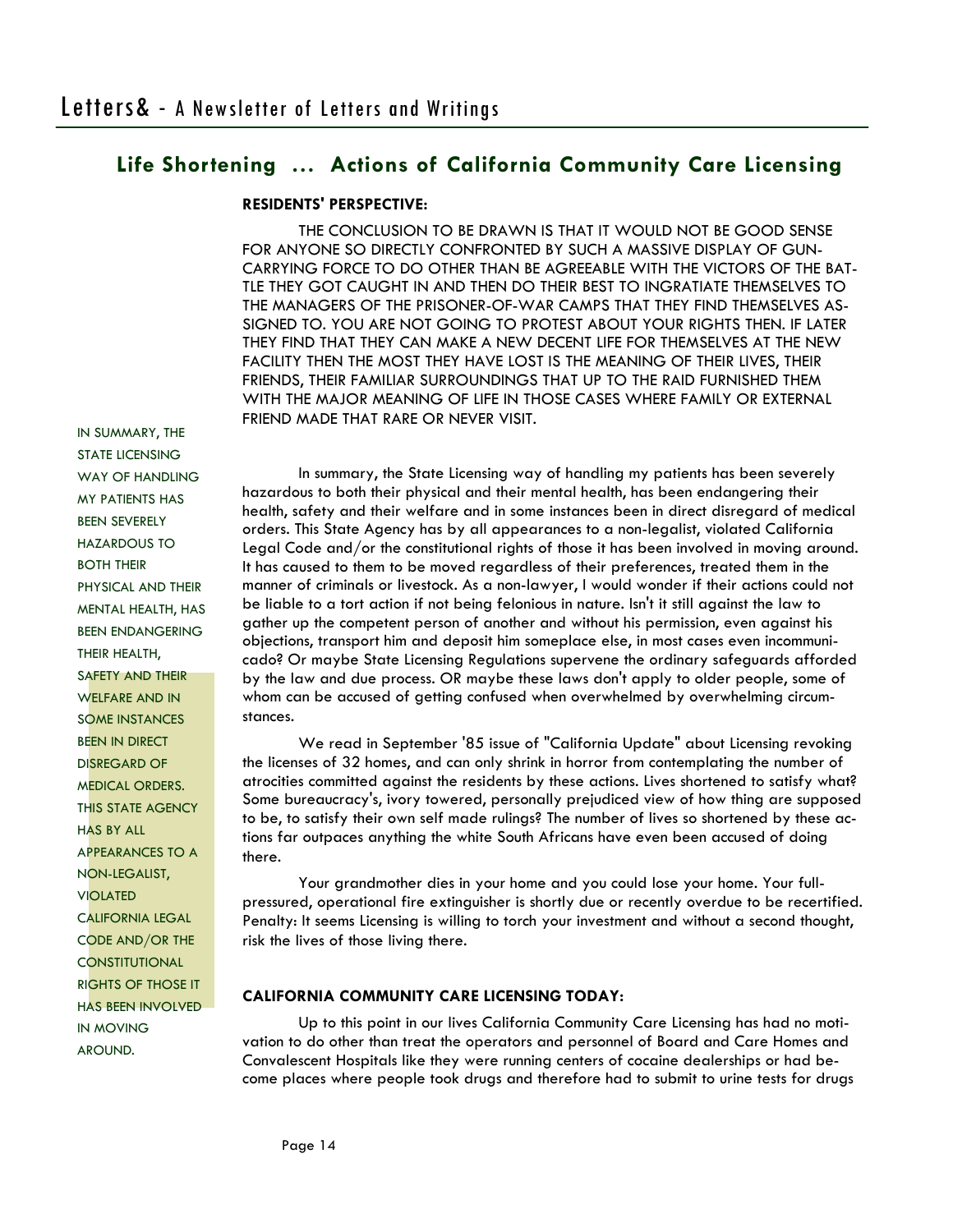## Life Shortening ... Actions of California Community Care Licensing

**RESIDENTS' PERSPECTIVE:**

THE CONCLUSION TO BE DRAWN IS THAT IT WOULD NOT BE GOOD SENSE FOR ANYONE SO DIRECTLY CONFRONTED BY SUCH A MASSIVE DISPLAY OF GUN-CARRYING FORCE TO DO OTHER THAN BE AGREEABLE WITH THE VICTORS OF THE BATTLE THEY GOT CAUGHT IN AND THEN DO THEIR BEST TO INGRATIATE THEMSELVES TO THE MANAGERS OF THE PRISONER-OF-WAR CAMPS THAT THEY FIND THEMSELVES ASSIGNED TO. YOU ARE NOT GOING TO PROTEST ABOUT YOUR RIGHTS THEN. IF LATER THEY FIND THAT THEY CAN MAKE A NEW DECENT LIFE FOR THEMSELVES AT THE NEW FACILITY THEN THE MOST THEY HAVE LOST IS THE MEANING OF THEIR LIVES, THEIR FRIENDS, THEIR FAMILIAR SURROUNDINGS THAT UP TO THE RAID FURNISHED THEM WITH THE MAJOR MEANING OF LIFE IN THOSE CASES WHERE FAMILY OR EXTERNAL FRIEND MADE THAT RARE OR NEVER VISIT.

> IN SUMMARY, THE STATE LICENSING WAY OF HANDLING MY PATIENTS HAS BEEN SEVERELY HAZARDOUS TO BOTH THEIR PHYSICAL AND THEIR MENTAL HEALTH, HAS BEEN ENDANGERING THEIR HEALTH, SAFETY AND THEIR WELFARE AND IN SOME INSTANCES BEEN IN DIRECT DISREGARD OF MEDICAL ORDERS. THIS STATE AGENCY HAS BY ALL APPEARANCES TO A NON-LEGALIST, VIOLATED CALIFORNIA LEGAL CODE AND/OR THE CONSTITUTIONAL RIGHTS OF THOSE IT HAS BEEN INVOLVED IN MOVING AROUND.

In summary, the State Licensing way of handling my patients has been severely hazardous to both their physical and their mental health, has been endangering their health, safety and their welfare and in some instances been in direct disregard of medical orders. This State Agency has by all appearances to a non-legalist, violated California Legal Code and/or the constitutional rights of those it has been involved in moving around. It has caused to them to be moved regardless of their preferences, treated them in the manner of criminals or livestock. As a non-lawyer, I would wonder if their actions could not be liable to a tort action if not being felonious in nature. Isn't it still against the law to gather up the competent person of another and without his permission, even against his objections, transport him and deposit him someplace else, in most cases even incommunicado? Or maybe State Licensing Regulations supervene the ordinary safeguards afforded by the law and due process. OR maybe these laws don't apply to older people, some of whom can be accused of getting confused when overwhelmed by overwhelming circumstances.

We read in September '85 issue of "California Update" about Licensing revoking the licenses of 32 homes, and can only shrink in horror from contemplating the number of atrocities committed against the residents by these actions. Lives shortened to satisfy what? Some bureaucracy's, ivory towered, personally prejudiced view of how thing are supposed to be, to satisfy their own self made rulings? The number of lives so shortened by these actions far outpaces anything the white South Africans have even been accused of doing there.

Your grandmother dies in your home and you could lose your home. Your full-pressured, operational fire extinguisher is shortly due or recently overdue to be recertified. Penalty: It seems Licensing is willing to torch your investment and without a second thought, risk the lives of those living there.

**CALIFORNIA COMMUNITY CARE LICENSING TODAY:**

Up to this point in our lives California Community Care Licensing has had no motivation to do other than treat the operators and personnel of Board and Care Homes and Convalescent Hospitals like they were running centers of cocaine dealerships or had become places where people took drugs and therefore had to submit to urine tests for drugs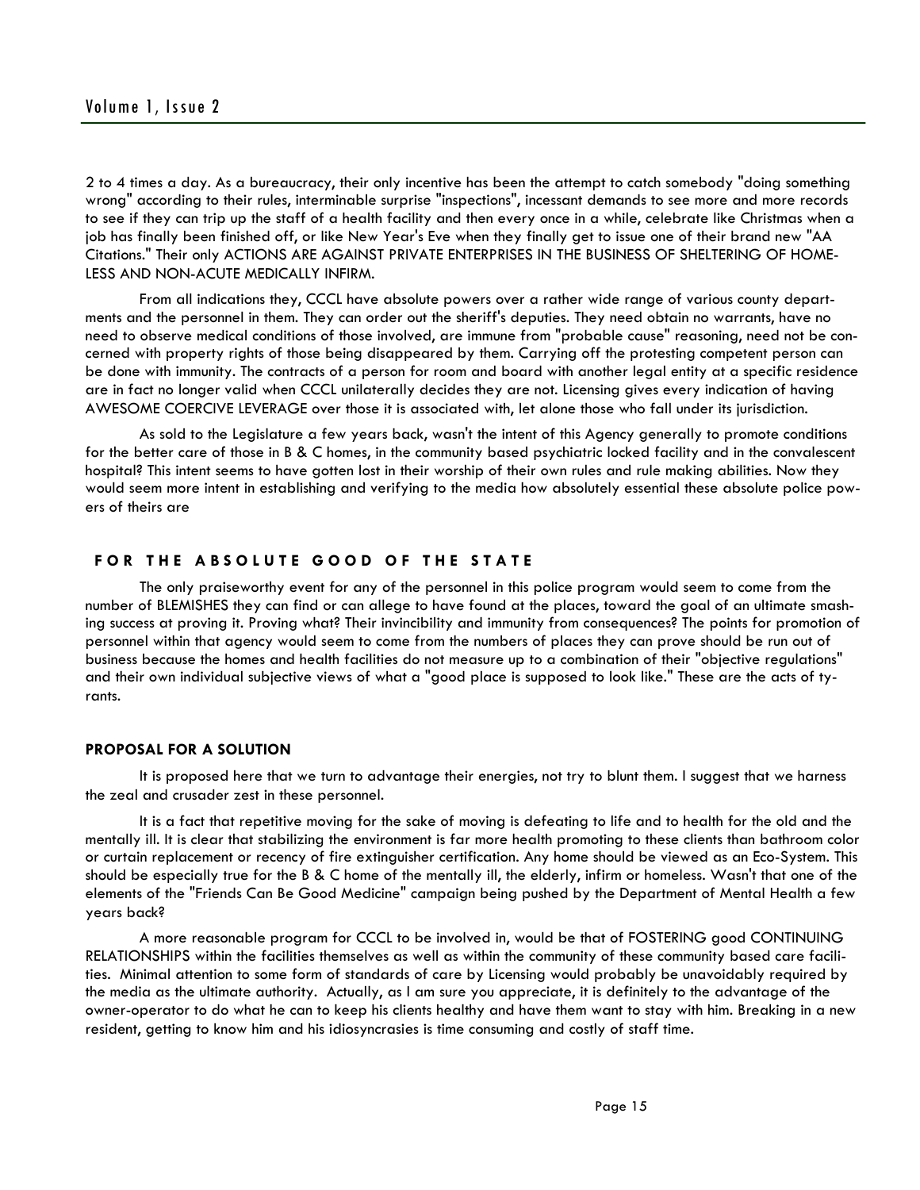2 to 4 times a day. As a bureaucracy, their only incentive has been the attempt to catch somebody "doing something wrong" according to their rules, interminable surprise "inspections", incessant demands to see more and more records to see if they can trip up the staff of a health facility and then every once in a while, celebrate like Christmas when a job has finally been finished off, or like New Year's Eve when they finally get to issue one of their brand new "AA Citations." Their only ACTIONS ARE AGAINST PRIVATE ENTERPRISES IN THE BUSINESS OF SHELTERING OF HOMELESS AND NON-ACUTE MEDICALLY INFIRM.

From all indications they, CCCL have absolute powers over a rather wide range of various county departments and the personnel in them. They can order out the sheriff's deputies. They need obtain no warrants, have no need to observe medical conditions of those involved, are immune from "probable cause" reasoning, need not be concerned with property rights of those being disappeared by them. Carrying off the protesting competent person can be done with immunity. The contracts of a person for room and board with another legal entity at a specific residence are in fact no longer valid when CCCL unilaterally decides they are not. Licensing gives every indication of having AWESOME COERCIVE LEVERAGE over those it is associated with, let alone those who fall under its jurisdiction.

As sold to the Legislature a few years back, wasn't the intent of this Agency generally to promote conditions for the better care of those in B & C homes, in the community based psychiatric locked facility and in the convalescent hospital? This intent seems to have gotten lost in their worship of their own rules and rule making abilities. Now they would seem more intent in establishing and verifying to the media how absolutely essential these absolute police powers of theirs are

## FOR THE ABSOLUTE GOOD OF THE STATE

The only praiseworthy event for any of the personnel in this police program would seem to come from the number of BLEMISHES they can find or can allege to have found at the places, toward the goal of an ultimate smashing success at proving it. Proving what? Their invincibility and immunity from consequences? The points for promotion of personnel within that agency would seem to come from the numbers of places they can prove should be run out of business because the homes and health facilities do not measure up to a combination of their "objective regulations" and their own individual subjective views of what a "good place is supposed to look like." These are the acts of tyrants.

## PROPOSAL FOR A SOLUTION

It is proposed here that we turn to advantage their energies, not try to blunt them. I suggest that we harness the zeal and crusader zest in these personnel.

It is a fact that repetitive moving for the sake of moving is defeating to life and to health for the old and the mentally ill. It is clear that stabilizing the environment is far more health promoting to these clients than bathroom color or curtain replacement or recency of fire extinguisher certification. Any home should be viewed as an Eco-System. This should be especially true for the B & C home of the mentally ill, the elderly, infirm or homeless. Wasn't that one of the elements of the "Friends Can Be Good Medicine" campaign being pushed by the Department of Mental Health a few years back?

A more reasonable program for CCCL to be involved in, would be that of FOSTERING good CONTINUING RELATIONSHIPS within the facilities themselves as well as within the community of these community based care facilities. Minimal attention to some form of standards of care by Licensing would probably be unavoidably required by the media as the ultimate authority. Actually, as I am sure you appreciate, it is definitely to the advantage of the owner-operator to do what he can to keep his clients healthy and have them want to stay with him. Breaking in a new resident, getting to know him and his idiosyncrasies is time consuming and costly of staff time.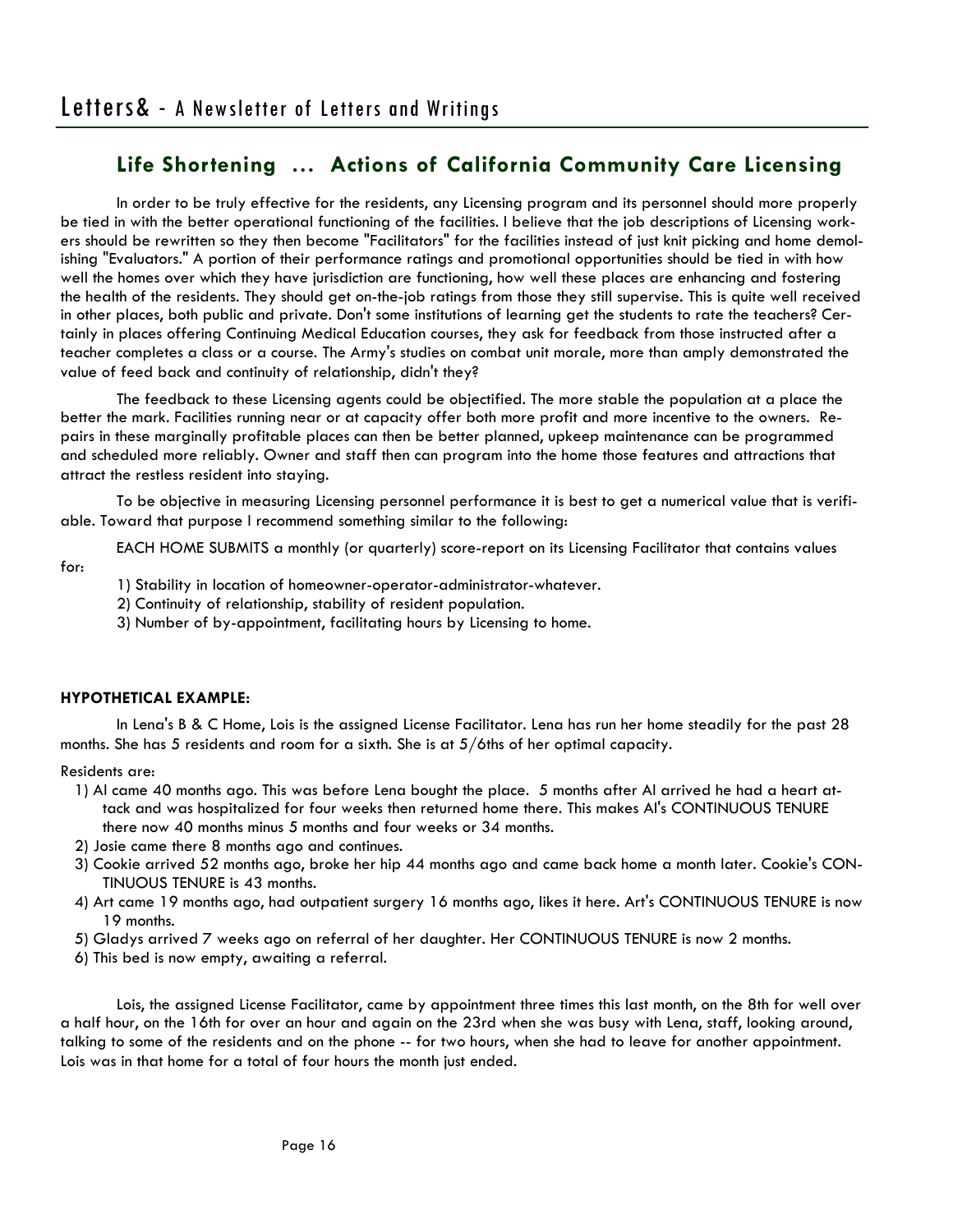## Life Shortening ... Actions of California Community Care Licensing

In order to be truly effective for the residents, any Licensing program and its personnel should more properly be tied in with the better operational functioning of the facilities. I believe that the job descriptions of Licensing workers should be rewritten so they then become "Facilitators" for the facilities instead of just knit picking and home demolishing "Evaluators." A portion of their performance ratings and promotional opportunities should be tied in with how well the homes over which they have jurisdiction are functioning, how well these places are enhancing and fostering the health of the residents. They should get on-the-job ratings from those they still supervise. This is quite well received in other places, both public and private. Don't some institutions of learning get the students to rate the teachers? Certainly in places offering Continuing Medical Education courses, they ask for feedback from those instructed after a teacher completes a class or a course. The Army's studies on combat unit morale, more than amply demonstrated the value of feed back and continuity of relationship, didn't they?

The feedback to these Licensing agents could be objectified. The more stable the population at a place the better the mark. Facilities running near or at capacity offer both more profit and more incentive to the owners. Repairs in these marginally profitable places can then be better planned, upkeep maintenance can be programmed and scheduled more reliably. Owner and staff then can program into the home those features and attractions that attract the restless resident into staying.

To be objective in measuring Licensing personnel performance it is best to get a numerical value that is verifiable. Toward that purpose I recommend something similar to the following:

EACH HOME SUBMITS a monthly (or quarterly) score-report on its Licensing Facilitator that contains values for:

1) Stability in location of homeowner-operator-administrator-whatever.
2) Continuity of relationship, stability of resident population.
3) Number of by-appointment, facilitating hours by Licensing to home.

**HYPOTHETICAL EXAMPLE:**

In Lena's B & C Home, Lois is the assigned License Facilitator. Lena has run her home steadily for the past 28 months. She has 5 residents and room for a sixth. She is at 5/6ths of her optimal capacity.

Residents are:

1) Al came 40 months ago. This was before Lena bought the place. 5 months after Al arrived he had a heart attack and was hospitalized for four weeks then returned home there. This makes Al's CONTINUOUS TENURE there now 40 months minus 5 months and four weeks or 34 months.
2) Josie came there 8 months ago and continues.
3) Cookie arrived 52 months ago, broke her hip 44 months ago and came back home a month later. Cookie's CONTINUOUS TENURE is 43 months.
4) Art came 19 months ago, had outpatient surgery 16 months ago, likes it here. Art's CONTINUOUS TENURE is now 19 months.
5) Gladys arrived 7 weeks ago on referral of her daughter. Her CONTINUOUS TENURE is now 2 months.
6) This bed is now empty, awaiting a referral.

Lois, the assigned License Facilitator, came by appointment three times this last month, on the 8th for well over a half hour, on the 16th for over an hour and again on the 23rd when she was busy with Lena, staff, looking around, talking to some of the residents and on the phone -- for two hours, when she had to leave for another appointment. Lois was in that home for a total of four hours the month just ended.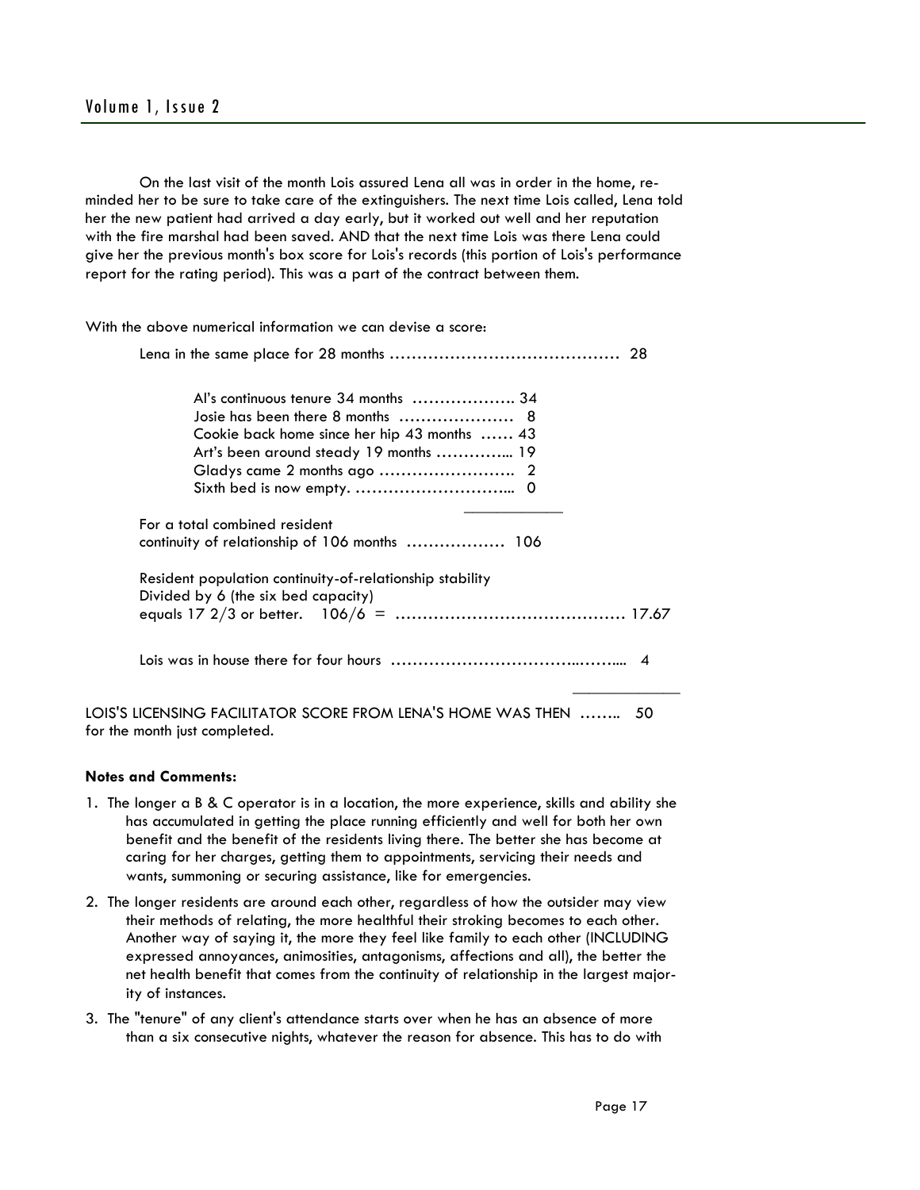On the last visit of the month Lois assured Lena all was in order in the home, reminded her to be sure to take care of the extinguishers. The next time Lois called, Lena told her the new patient had arrived a day early, but it worked out well and her reputation with the fire marshal had been saved. AND that the next time Lois was there Lena could give her the previous month's box score for Lois's records (this portion of Lois's performance report for the rating period). This was a part of the contract between them.

With the above numerical information we can devise a score:

Lena in the same place for 28 months …………………………………… 28

> Al's continuous tenure 34 months ………………. 34
> Josie has been there 8 months ………………… 8
> Cookie back home since her hip 43 months …… 43
> Art's been around steady 19 months …………... 19
> Gladys came 2 months ago ……………………. 2
> Sixth bed is now empty. ………………………... 0

For a total combined resident continuity of relationship of 106 months ……………… 106

Resident population continuity-of-relationship stability
Divided by 6 (the six bed capacity)
equals 17 2/3 or better. 106/6 = …………………………………… 17.67

Lois was in house there for four hours …………………………..……... 4

LOIS'S LICENSING FACILITATOR SCORE FROM LENA'S HOME WAS THEN …….. 50 for the month just completed.

**Notes and Comments:**

1. The longer a B & C operator is in a location, the more experience, skills and ability she has accumulated in getting the place running efficiently and well for both her own benefit and the benefit of the residents living there. The better she has become at caring for her charges, getting them to appointments, servicing their needs and wants, summoning or securing assistance, like for emergencies.
2. The longer residents are around each other, regardless of how the outsider may view their methods of relating, the more healthful their stroking becomes to each other. Another way of saying it, the more they feel like family to each other (INCLUDING expressed annoyances, animosities, antagonisms, affections and all), the better the net health benefit that comes from the continuity of relationship in the largest majority of instances.
3. The "tenure" of any client's attendance starts over when he has an absence of more than a six consecutive nights, whatever the reason for absence. This has to do with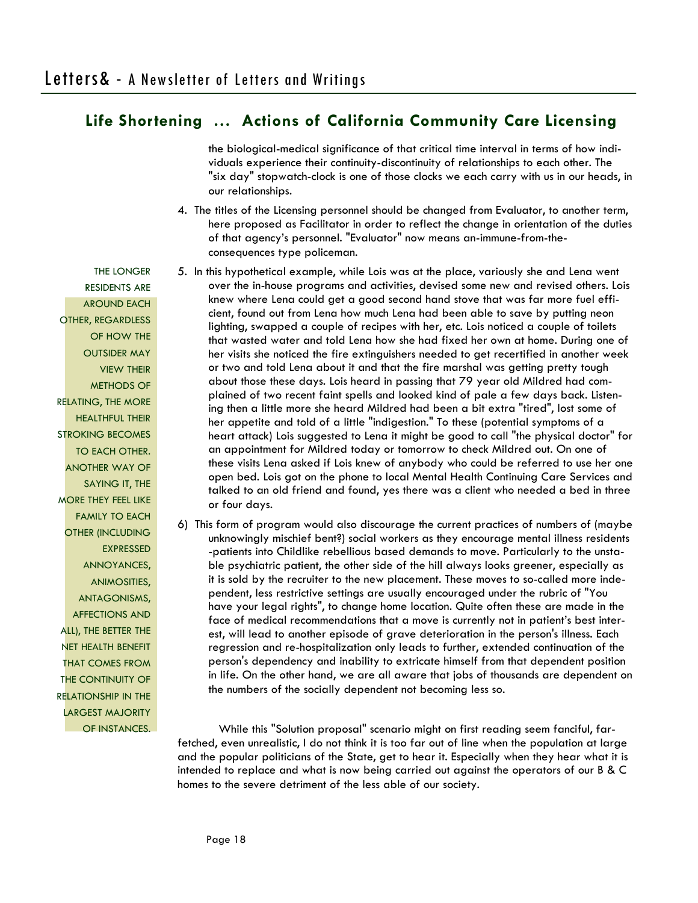## Life Shortening ... Actions of California Community Care Licensing

the biological-medical significance of that critical time interval in terms of how individuals experience their continuity-discontinuity of relationships to each other. The "six day" stopwatch-clock is one of those clocks we each carry with us in our heads, in our relationships.

4. The titles of the Licensing personnel should be changed from Evaluator, to another term, here proposed as Facilitator in order to reflect the change in orientation of the duties of that agency's personnel. "Evaluator" now means an-immune-from-the-consequences type policeman.

5. In this hypothetical example, while Lois was at the place, variously she and Lena went over the in-house programs and activities, devised some new and revised others. Lois knew where Lena could get a good second hand stove that was far more fuel efficient, found out from Lena how much Lena had been able to save by putting neon lighting, swapped a couple of recipes with her, etc. Lois noticed a couple of toilets that wasted water and told Lena how she had fixed her own at home. During one of her visits she noticed the fire extinguishers needed to get recertified in another week or two and told Lena about it and that the fire marshal was getting pretty tough about those these days. Lois heard in passing that 79 year old Mildred had complained of two recent faint spells and looked kind of pale a few days back. Listening then a little more she heard Mildred had been a bit extra "tired", lost some of her appetite and told of a little "indigestion." To these (potential symptoms of a heart attack) Lois suggested to Lena it might be good to call "the physical doctor" for an appointment for Mildred today or tomorrow to check Mildred out. On one of these visits Lena asked if Lois knew of anybody who could be referred to use her one open bed. Lois got on the phone to local Mental Health Continuing Care Services and talked to an old friend and found, yes there was a client who needed a bed in three or four days.

6) This form of program would also discourage the current practices of numbers of (maybe unknowingly mischief bent?) social workers as they encourage mental illness residents-patients into Childlike rebellious based demands to move. Particularly to the unstable psychiatric patient, the other side of the hill always looks greener, especially as it is sold by the recruiter to the new placement. These moves to so-called more independent, less restrictive settings are usually encouraged under the rubric of "You have your legal rights", to change home location. Quite often these are made in the face of medical recommendations that a move is currently not in patient's best interest, will lead to another episode of grave deterioration in the person's illness. Each regression and re-hospitalization only leads to further, extended continuation of the person's dependency and inability to extricate himself from that dependent position in life. On the other hand, we are all aware that jobs of thousands are dependent on the numbers of the socially dependent not becoming less so.

THE LONGER RESIDENTS ARE AROUND EACH OTHER, REGARDLESS OF HOW THE OUTSIDER MAY VIEW THEIR METHODS OF RELATING, THE MORE HEALTHFUL THEIR STROKING BECOMES TO EACH OTHER. ANOTHER WAY OF SAYING IT, THE MORE THEY FEEL LIKE FAMILY TO EACH OTHER (INCLUDING EXPRESSED ANNOYANCES, ANIMOSITIES, ANTAGONISMS, AFFECTIONS AND ALL), THE BETTER THE NET HEALTH BENEFIT THAT COMES FROM THE CONTINUITY OF RELATIONSHIP IN THE LARGEST MAJORITY OF INSTANCES.

While this "Solution proposal" scenario might on first reading seem fanciful, far-fetched, even unrealistic, I do not think it is too far out of line when the population at large and the popular politicians of the State, get to hear it. Especially when they hear what it is intended to replace and what is now being carried out against the operators of our B & C homes to the severe detriment of the less able of our society.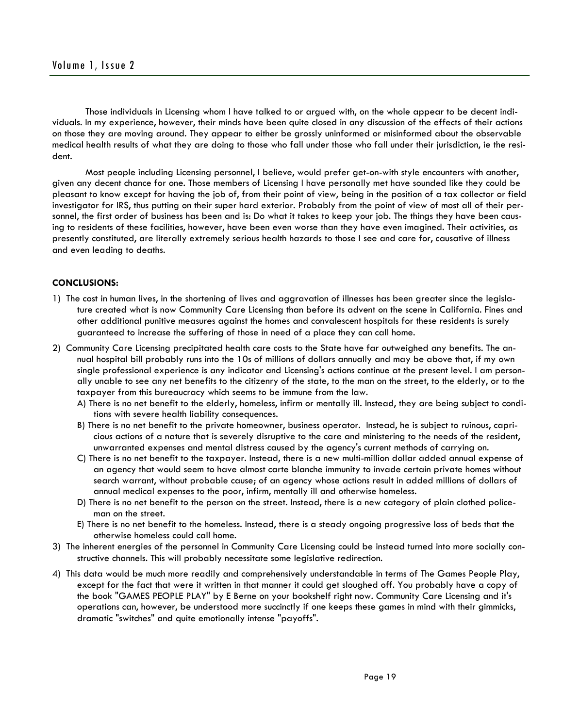Those individuals in Licensing whom I have talked to or argued with, on the whole appear to be decent individuals. In my experience, however, their minds have been quite closed in any discussion of the effects of their actions on those they are moving around. They appear to either be grossly uninformed or misinformed about the observable medical health results of what they are doing to those who fall under those who fall under their jurisdiction, ie the resident.

Most people including Licensing personnel, I believe, would prefer get-on-with style encounters with another, given any decent chance for one. Those members of Licensing I have personally met have sounded like they could be pleasant to know except for having the job of, from their point of view, being in the position of a tax collector or field investigator for IRS, thus putting on their super hard exterior. Probably from the point of view of most all of their personnel, the first order of business has been and is: Do what it takes to keep your job. The things they have been causing to residents of these facilities, however, have been even worse than they have even imagined. Their activities, as presently constituted, are literally extremely serious health hazards to those I see and care for, causative of illness and even leading to deaths.

**CONCLUSIONS:**

1) The cost in human lives, in the shortening of lives and aggravation of illnesses has been greater since the legislature created what is now Community Care Licensing than before its advent on the scene in California. Fines and other additional punitive measures against the homes and convalescent hospitals for these residents is surely guaranteed to increase the suffering of those in need of a place they can call home.
2) Community Care Licensing precipitated health care costs to the State have far outweighed any benefits. The annual hospital bill probably runs into the 10s of millions of dollars annually and may be above that, if my own single professional experience is any indicator and Licensing's actions continue at the present level. I am personally unable to see any net benefits to the citizenry of the state, to the man on the street, to the elderly, or to the taxpayer from this bureaucracy which seems to be immune from the law.
   - A) There is no net benefit to the elderly, homeless, infirm or mentally ill. Instead, they are being subject to conditions with severe health liability consequences.
   - B) There is no net benefit to the private homeowner, business operator. Instead, he is subject to ruinous, capricious actions of a nature that is severely disruptive to the care and ministering to the needs of the resident, unwarranted expenses and mental distress caused by the agency's current methods of carrying on.
   - C) There is no net benefit to the taxpayer. Instead, there is a new multi-million dollar added annual expense of an agency that would seem to have almost carte blanche immunity to invade certain private homes without search warrant, without probable cause; of an agency whose actions result in added millions of dollars of annual medical expenses to the poor, infirm, mentally ill and otherwise homeless.
   - D) There is no net benefit to the person on the street. Instead, there is a new category of plain clothed policeman on the street.
   - E) There is no net benefit to the homeless. Instead, there is a steady ongoing progressive loss of beds that the otherwise homeless could call home.
3) The inherent energies of the personnel in Community Care Licensing could be instead turned into more socially constructive channels. This will probably necessitate some legislative redirection.
4) This data would be much more readily and comprehensively understandable in terms of The Games People Play, except for the fact that were it written in that manner it could get sloughed off. You probably have a copy of the book "GAMES PEOPLE PLAY" by E Berne on your bookshelf right now. Community Care Licensing and it's operations can, however, be understood more succinctly if one keeps these games in mind with their gimmicks, dramatic "switches" and quite emotionally intense "payoffs".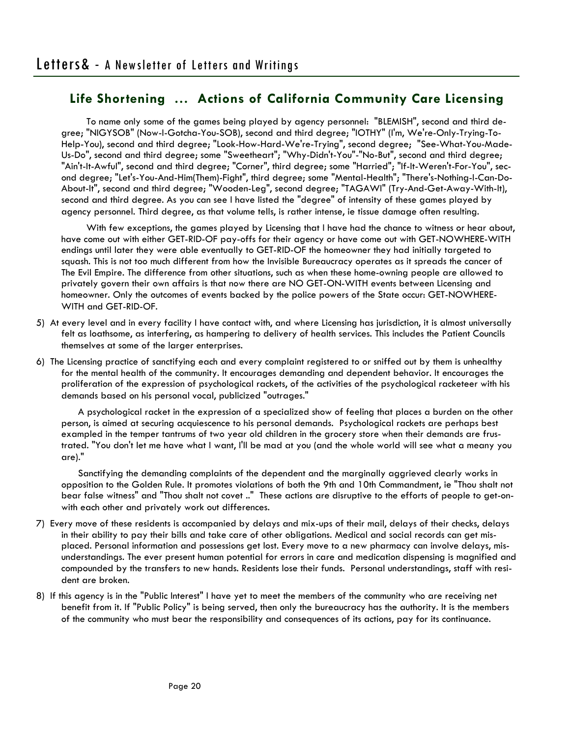## Life Shortening ... Actions of California Community Care Licensing

To name only some of the games being played by agency personnel: "BLEMISH", second and third degree; "NIGYSOB" (Now-I-Gotcha-You-SOB), second and third degree; "IOTHY" (I'm, We're-Only-Trying-To-Help-You), second and third degree; "Look-How-Hard-We're-Trying", second degree; "See-What-You-Made-Us-Do", second and third degree; some "Sweetheart"; "Why-Didn't-You"-"No-But", second and third degree; "Ain't-It-Awful", second and third degree; "Corner", third degree; some "Harried"; "If-It-Weren't-For-You", second degree; "Let's-You-And-Him(Them)-Fight", third degree; some "Mental-Health"; "There's-Nothing-I-Can-Do-About-It", second and third degree; "Wooden-Leg", second degree; "TAGAWI" (Try-And-Get-Away-With-It), second and third degree. As you can see I have listed the "degree" of intensity of these games played by agency personnel. Third degree, as that volume tells, is rather intense, ie tissue damage often resulting.

With few exceptions, the games played by Licensing that I have had the chance to witness or hear about, have come out with either GET-RID-OF pay-offs for their agency or have come out with GET-NOWHERE-WITH endings until later they were able eventually to GET-RID-OF the homeowner they had initially targeted to squash. This is not too much different from how the Invisible Bureaucracy operates as it spreads the cancer of The Evil Empire. The difference from other situations, such as when these home-owning people are allowed to privately govern their own affairs is that now there are NO GET-ON-WITH events between Licensing and homeowner. Only the outcomes of events backed by the police powers of the State occur: GET-NOWHERE-WITH and GET-RID-OF.

5) At every level and in every facility I have contact with, and where Licensing has jurisdiction, it is almost universally felt as loathsome, as interfering, as hampering to delivery of health services. This includes the Patient Councils themselves at some of the larger enterprises.

6) The Licensing practice of sanctifying each and every complaint registered to or sniffed out by them is unhealthy for the mental health of the community. It encourages demanding and dependent behavior. It encourages the proliferation of the expression of psychological rackets, of the activities of the psychological racketeer with his demands based on his personal vocal, publicized "outrages."

   A psychological racket in the expression of a specialized show of feeling that places a burden on the other person, is aimed at securing acquiescence to his personal demands. Psychological rackets are perhaps best exampled in the temper tantrums of two year old children in the grocery store when their demands are frustrated. "You don't let me have what I want, I'll be mad at you (and the whole world will see what a meany you are)."

   Sanctifying the demanding complaints of the dependent and the marginally aggrieved clearly works in opposition to the Golden Rule. It promotes violations of both the 9th and 10th Commandment, ie "Thou shalt not bear false witness" and "Thou shalt not covet .." These actions are disruptive to the efforts of people to get-on-with each other and privately work out differences.

7) Every move of these residents is accompanied by delays and mix-ups of their mail, delays of their checks, delays in their ability to pay their bills and take care of other obligations. Medical and social records can get misplaced. Personal information and possessions get lost. Every move to a new pharmacy can involve delays, misunderstandings. The ever present human potential for errors in care and medication dispensing is magnified and compounded by the transfers to new hands. Residents lose their funds. Personal understandings, staff with resident are broken.

8) If this agency is in the "Public Interest" I have yet to meet the members of the community who are receiving net benefit from it. If "Public Policy" is being served, then only the bureaucracy has the authority. It is the members of the community who must bear the responsibility and consequences of its actions, pay for its continuance.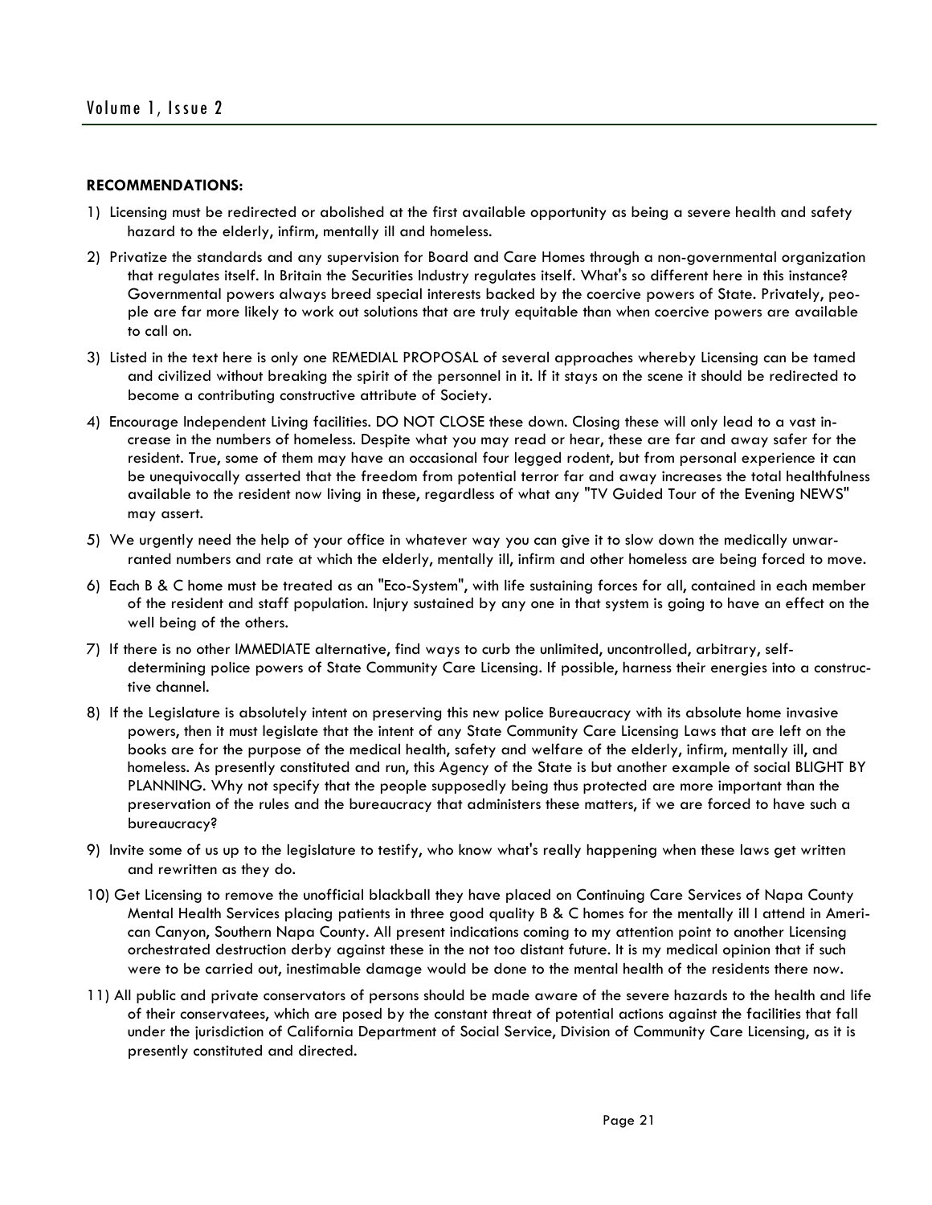**RECOMMENDATIONS:**

1) Licensing must be redirected or abolished at the first available opportunity as being a severe health and safety hazard to the elderly, infirm, mentally ill and homeless.
2) Privatize the standards and any supervision for Board and Care Homes through a non-governmental organization that regulates itself. In Britain the Securities Industry regulates itself. What's so different here in this instance? Governmental powers always breed special interests backed by the coercive powers of State. Privately, people are far more likely to work out solutions that are truly equitable than when coercive powers are available to call on.
3) Listed in the text here is only one REMEDIAL PROPOSAL of several approaches whereby Licensing can be tamed and civilized without breaking the spirit of the personnel in it. If it stays on the scene it should be redirected to become a contributing constructive attribute of Society.
4) Encourage Independent Living facilities. DO NOT CLOSE these down. Closing these will only lead to a vast increase in the numbers of homeless. Despite what you may read or hear, these are far and away safer for the resident. True, some of them may have an occasional four legged rodent, but from personal experience it can be unequivocally asserted that the freedom from potential terror far and away increases the total healthfulness available to the resident now living in these, regardless of what any "TV Guided Tour of the Evening NEWS" may assert.
5) We urgently need the help of your office in whatever way you can give it to slow down the medically unwarranted numbers and rate at which the elderly, mentally ill, infirm and other homeless are being forced to move.
6) Each B & C home must be treated as an "Eco-System", with life sustaining forces for all, contained in each member of the resident and staff population. Injury sustained by any one in that system is going to have an effect on the well being of the others.
7) If there is no other IMMEDIATE alternative, find ways to curb the unlimited, uncontrolled, arbitrary, self-determining police powers of State Community Care Licensing. If possible, harness their energies into a constructive channel.
8) If the Legislature is absolutely intent on preserving this new police Bureaucracy with its absolute home invasive powers, then it must legislate that the intent of any State Community Care Licensing Laws that are left on the books are for the purpose of the medical health, safety and welfare of the elderly, infirm, mentally ill, and homeless. As presently constituted and run, this Agency of the State is but another example of social BLIGHT BY PLANNING. Why not specify that the people supposedly being thus protected are more important than the preservation of the rules and the bureaucracy that administers these matters, if we are forced to have such a bureaucracy?
9) Invite some of us up to the legislature to testify, who know what's really happening when these laws get written and rewritten as they do.
10) Get Licensing to remove the unofficial blackball they have placed on Continuing Care Services of Napa County Mental Health Services placing patients in three good quality B & C homes for the mentally ill I attend in American Canyon, Southern Napa County. All present indications coming to my attention point to another Licensing orchestrated destruction derby against these in the not too distant future. It is my medical opinion that if such were to be carried out, inestimable damage would be done to the mental health of the residents there now.
11) All public and private conservators of persons should be made aware of the severe hazards to the health and life of their conservatees, which are posed by the constant threat of potential actions against the facilities that fall under the jurisdiction of California Department of Social Service, Division of Community Care Licensing, as it is presently constituted and directed.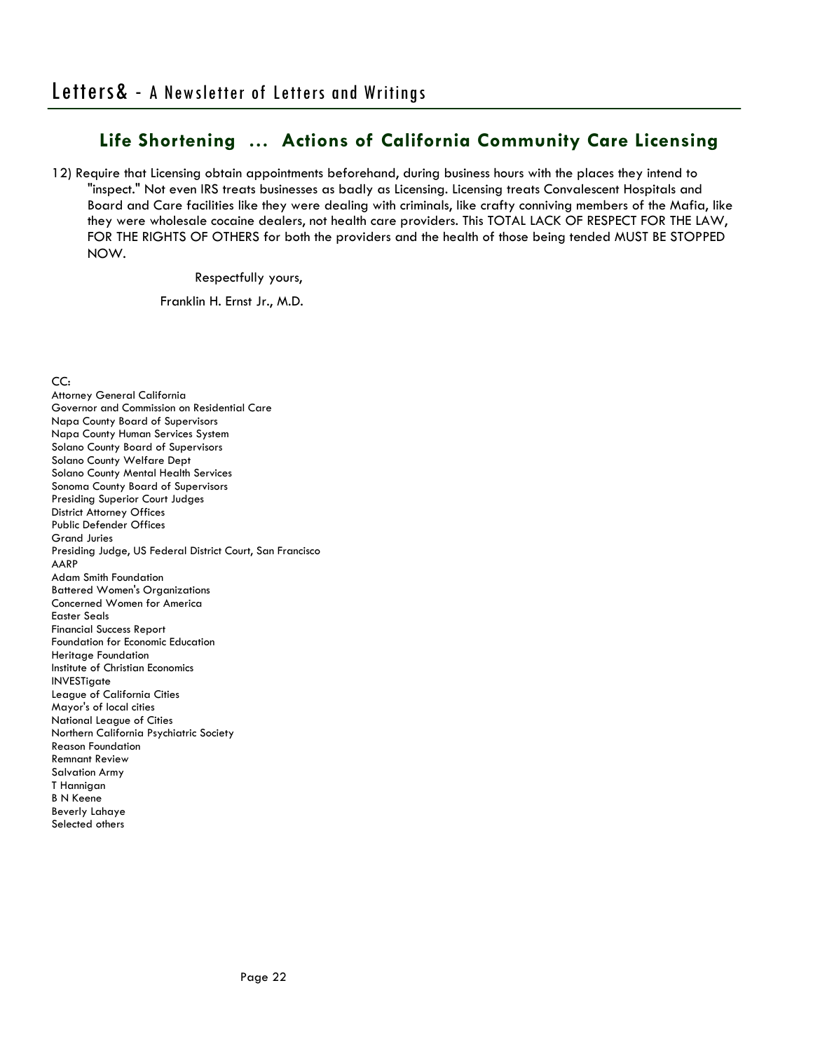## Life Shortening ... Actions of California Community Care Licensing

12) Require that Licensing obtain appointments beforehand, during business hours with the places they intend to "inspect." Not even IRS treats businesses as badly as Licensing. Licensing treats Convalescent Hospitals and Board and Care facilities like they were dealing with criminals, like crafty conniving members of the Mafia, like they were wholesale cocaine dealers, not health care providers. This TOTAL LACK OF RESPECT FOR THE LAW, FOR THE RIGHTS OF OTHERS for both the providers and the health of those being tended MUST BE STOPPED NOW.

Respectfully yours,

Franklin H. Ernst Jr., M.D.

CC:
Attorney General California
Governor and Commission on Residential Care
Napa County Board of Supervisors
Napa County Human Services System
Solano County Board of Supervisors
Solano County Welfare Dept
Solano County Mental Health Services
Sonoma County Board of Supervisors
Presiding Superior Court Judges
District Attorney Offices
Public Defender Offices
Grand Juries
Presiding Judge, US Federal District Court, San Francisco
AARP
Adam Smith Foundation
Battered Women's Organizations
Concerned Women for America
Easter Seals
Financial Success Report
Foundation for Economic Education
Heritage Foundation
Institute of Christian Economics
INVESTigate
League of California Cities
Mayor's of local cities
National League of Cities
Northern California Psychiatric Society
Reason Foundation
Remnant Review
Salvation Army
T Hannigan
B N Keene
Beverly Lahaye
Selected others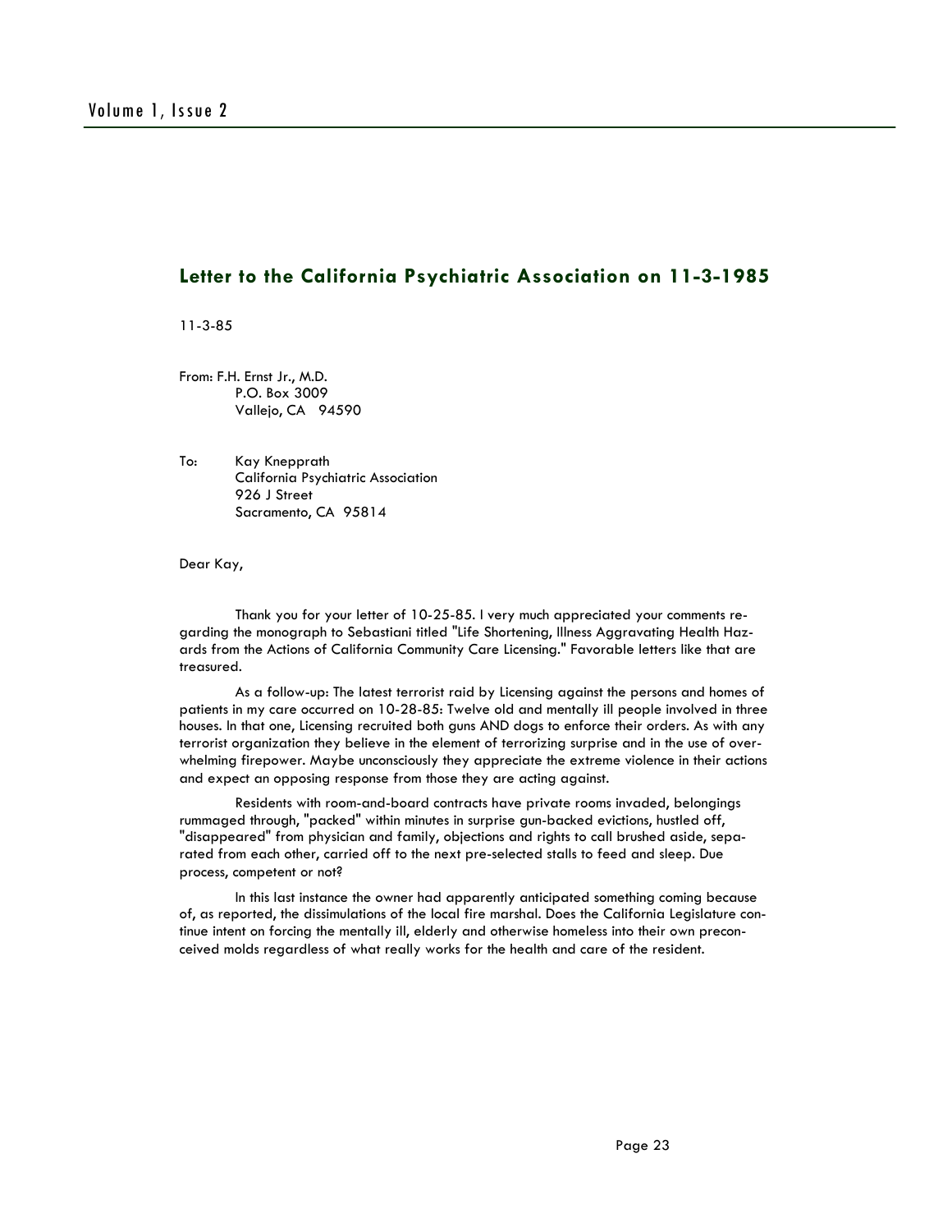## Letter to the California Psychiatric Association on 11-3-1985

11-3-85

From: F.H. Ernst Jr., M.D.
P.O. Box 3009
Vallejo, CA 94590

To: Kay Knepprath
California Psychiatric Association
926 J Street
Sacramento, CA 95814

Dear Kay,

Thank you for your letter of 10-25-85. I very much appreciated your comments regarding the monograph to Sebastiani titled "Life Shortening, Illness Aggravating Health Hazards from the Actions of California Community Care Licensing." Favorable letters like that are treasured.

As a follow-up: The latest terrorist raid by Licensing against the persons and homes of patients in my care occurred on 10-28-85: Twelve old and mentally ill people involved in three houses. In that one, Licensing recruited both guns AND dogs to enforce their orders. As with any terrorist organization they believe in the element of terrorizing surprise and in the use of overwhelming firepower. Maybe unconsciously they appreciate the extreme violence in their actions and expect an opposing response from those they are acting against.

Residents with room-and-board contracts have private rooms invaded, belongings rummaged through, "packed" within minutes in surprise gun-backed evictions, hustled off, "disappeared" from physician and family, objections and rights to call brushed aside, separated from each other, carried off to the next pre-selected stalls to feed and sleep. Due process, competent or not?

In this last instance the owner had apparently anticipated something coming because of, as reported, the dissimulations of the local fire marshal. Does the California Legislature continue intent on forcing the mentally ill, elderly and otherwise homeless into their own preconceived molds regardless of what really works for the health and care of the resident.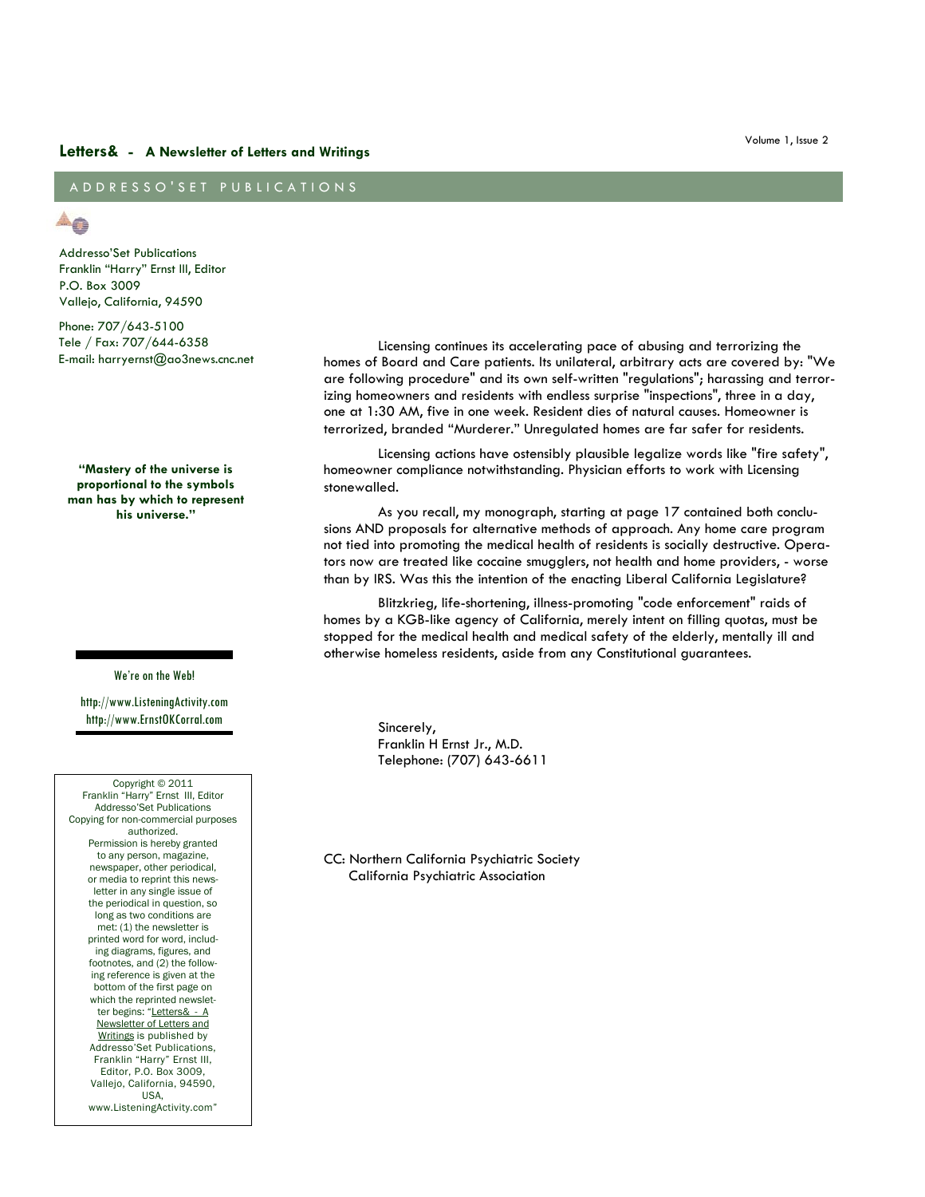**Letters& - A Newsletter of Letters and Writings**

ADDRESSO'SET PUBLICATIONS

Addresso'Set Publications
Franklin "Harry" Ernst III, Editor
P.O. Box 3009
Vallejo, California, 94590

Phone: 707/643-5100
Tele / Fax: 707/644-6358
E-mail: harryernst@ao3news.cnc.net

**"Mastery of the universe is proportional to the symbols man has by which to represent his universe."**

We're on the Web!

http://www.ListeningActivity.com
http://www.ErnstOKCorral.com

Copyright © 2011
Franklin "Harry" Ernst III, Editor
Addresso'Set Publications
Copying for non-commercial purposes authorized.
Permission is hereby granted to any person, magazine, newspaper, other periodical, or media to reprint this newsletter in any single issue of the periodical in question, so long as two conditions are met: (1) the newsletter is printed word for word, including diagrams, figures, and footnotes, and (2) the following reference is given at the bottom of the first page on which the reprinted newsletter begins: "Letters& - A Newsletter of Letters and Writings is published by Addresso'Set Publications, Franklin "Harry" Ernst III, Editor, P.O. Box 3009, Vallejo, California, 94590, USA, www.ListeningActivity.com"

Licensing continues its accelerating pace of abusing and terrorizing the homes of Board and Care patients. Its unilateral, arbitrary acts are covered by: "We are following procedure" and its own self-written "regulations"; harassing and terrorizing homeowners and residents with endless surprise "inspections", three in a day, one at 1:30 AM, five in one week. Resident dies of natural causes. Homeowner is terrorized, branded "Murderer." Unregulated homes are far safer for residents.

Licensing actions have ostensibly plausible legalize words like "fire safety", homeowner compliance notwithstanding. Physician efforts to work with Licensing stonewalled.

As you recall, my monograph, starting at page 17 contained both conclusions AND proposals for alternative methods of approach. Any home care program not tied into promoting the medical health of residents is socially destructive. Operators now are treated like cocaine smugglers, not health and home providers, - worse than by IRS. Was this the intention of the enacting Liberal California Legislature?

Blitzkrieg, life-shortening, illness-promoting "code enforcement" raids of homes by a KGB-like agency of California, merely intent on filling quotas, must be stopped for the medical health and medical safety of the elderly, mentally ill and otherwise homeless residents, aside from any Constitutional guarantees.

Sincerely,
Franklin H Ernst Jr., M.D.
Telephone: (707) 643-6611

CC: Northern California Psychiatric Society
California Psychiatric Association